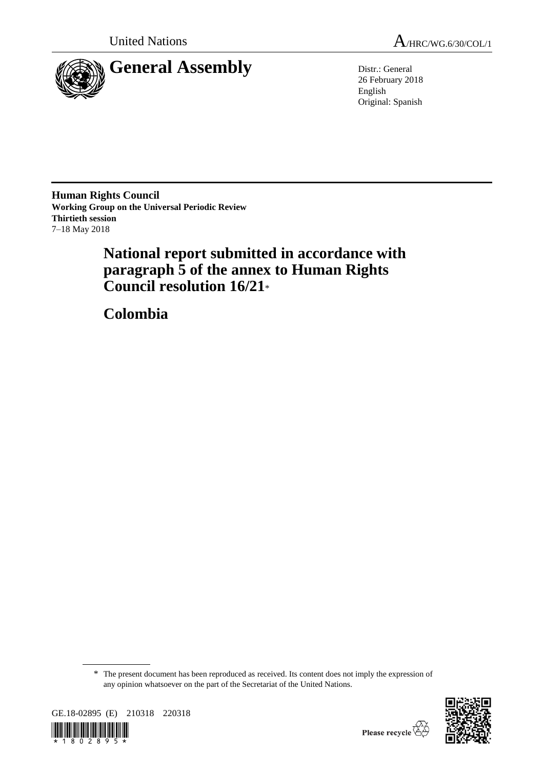United Nations

A/HRC/WG.6/30/COL/1

# General Assembly

Distr.: General
26 February 2018
English
Original: Spanish

**Human Rights Council**
**Working Group on the Universal Periodic Review**
**Thirtieth session**
7–18 May 2018

# National report submitted in accordance with paragraph 5 of the annex to Human Rights Council resolution 16/21*

# Colombia

\* The present document has been reproduced as received. Its content does not imply the expression of any opinion whatsoever on the part of the Secretariat of the United Nations.

GE.18-02895 (E) 210318 220318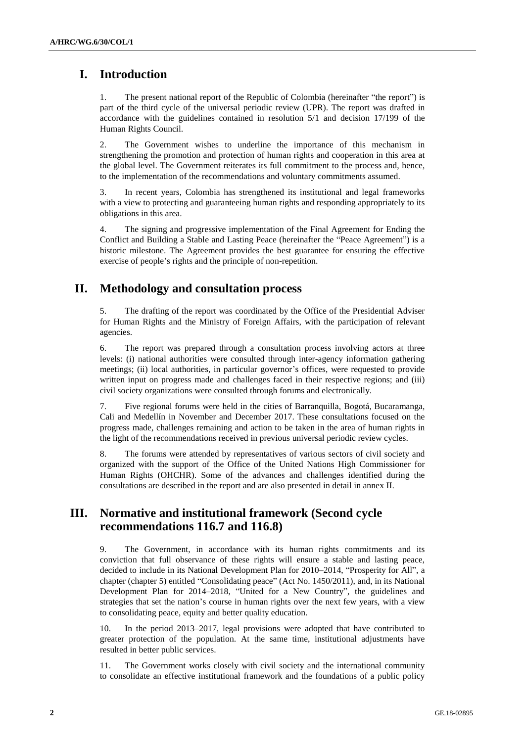## I. Introduction

1. The present national report of the Republic of Colombia (hereinafter "the report") is part of the third cycle of the universal periodic review (UPR). The report was drafted in accordance with the guidelines contained in resolution 5/1 and decision 17/199 of the Human Rights Council.

2. The Government wishes to underline the importance of this mechanism in strengthening the promotion and protection of human rights and cooperation in this area at the global level. The Government reiterates its full commitment to the process and, hence, to the implementation of the recommendations and voluntary commitments assumed.

3. In recent years, Colombia has strengthened its institutional and legal frameworks with a view to protecting and guaranteeing human rights and responding appropriately to its obligations in this area.

4. The signing and progressive implementation of the Final Agreement for Ending the Conflict and Building a Stable and Lasting Peace (hereinafter the "Peace Agreement") is a historic milestone. The Agreement provides the best guarantee for ensuring the effective exercise of people's rights and the principle of non-repetition.

## II. Methodology and consultation process

5. The drafting of the report was coordinated by the Office of the Presidential Adviser for Human Rights and the Ministry of Foreign Affairs, with the participation of relevant agencies.

6. The report was prepared through a consultation process involving actors at three levels: (i) national authorities were consulted through inter-agency information gathering meetings; (ii) local authorities, in particular governor's offices, were requested to provide written input on progress made and challenges faced in their respective regions; and (iii) civil society organizations were consulted through forums and electronically.

7. Five regional forums were held in the cities of Barranquilla, Bogotá, Bucaramanga, Cali and Medellín in November and December 2017. These consultations focused on the progress made, challenges remaining and action to be taken in the area of human rights in the light of the recommendations received in previous universal periodic review cycles.

8. The forums were attended by representatives of various sectors of civil society and organized with the support of the Office of the United Nations High Commissioner for Human Rights (OHCHR). Some of the advances and challenges identified during the consultations are described in the report and are also presented in detail in annex II.

## III. Normative and institutional framework (Second cycle recommendations 116.7 and 116.8)

9. The Government, in accordance with its human rights commitments and its conviction that full observance of these rights will ensure a stable and lasting peace, decided to include in its National Development Plan for 2010–2014, "Prosperity for All", a chapter (chapter 5) entitled "Consolidating peace" (Act No. 1450/2011), and, in its National Development Plan for 2014–2018, "United for a New Country", the guidelines and strategies that set the nation's course in human rights over the next few years, with a view to consolidating peace, equity and better quality education.

10. In the period 2013–2017, legal provisions were adopted that have contributed to greater protection of the population. At the same time, institutional adjustments have resulted in better public services.

11. The Government works closely with civil society and the international community to consolidate an effective institutional framework and the foundations of a public policy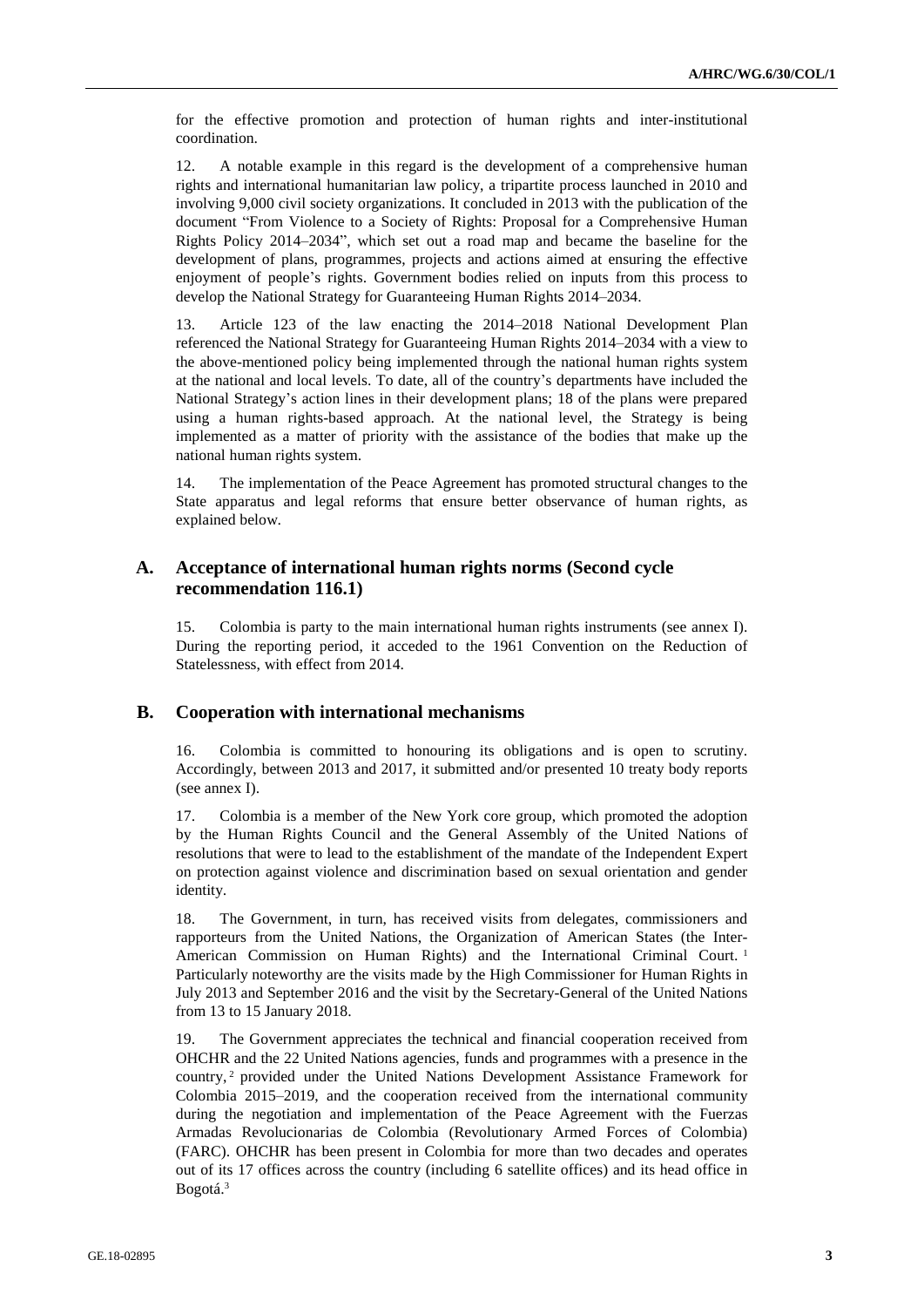for the effective promotion and protection of human rights and inter-institutional coordination.

12. A notable example in this regard is the development of a comprehensive human rights and international humanitarian law policy, a tripartite process launched in 2010 and involving 9,000 civil society organizations. It concluded in 2013 with the publication of the document "From Violence to a Society of Rights: Proposal for a Comprehensive Human Rights Policy 2014–2034", which set out a road map and became the baseline for the development of plans, programmes, projects and actions aimed at ensuring the effective enjoyment of people's rights. Government bodies relied on inputs from this process to develop the National Strategy for Guaranteeing Human Rights 2014–2034.

13. Article 123 of the law enacting the 2014–2018 National Development Plan referenced the National Strategy for Guaranteeing Human Rights 2014–2034 with a view to the above-mentioned policy being implemented through the national human rights system at the national and local levels. To date, all of the country's departments have included the National Strategy's action lines in their development plans; 18 of the plans were prepared using a human rights-based approach. At the national level, the Strategy is being implemented as a matter of priority with the assistance of the bodies that make up the national human rights system.

14. The implementation of the Peace Agreement has promoted structural changes to the State apparatus and legal reforms that ensure better observance of human rights, as explained below.

## A. Acceptance of international human rights norms (Second cycle recommendation 116.1)

15. Colombia is party to the main international human rights instruments (see annex I). During the reporting period, it acceded to the 1961 Convention on the Reduction of Statelessness, with effect from 2014.

## B. Cooperation with international mechanisms

16. Colombia is committed to honouring its obligations and is open to scrutiny. Accordingly, between 2013 and 2017, it submitted and/or presented 10 treaty body reports (see annex I).

17. Colombia is a member of the New York core group, which promoted the adoption by the Human Rights Council and the General Assembly of the United Nations of resolutions that were to lead to the establishment of the mandate of the Independent Expert on protection against violence and discrimination based on sexual orientation and gender identity.

18. The Government, in turn, has received visits from delegates, commissioners and rapporteurs from the United Nations, the Organization of American States (the Inter-American Commission on Human Rights) and the International Criminal Court.[1] Particularly noteworthy are the visits made by the High Commissioner for Human Rights in July 2013 and September 2016 and the visit by the Secretary-General of the United Nations from 13 to 15 January 2018.

19. The Government appreciates the technical and financial cooperation received from OHCHR and the 22 United Nations agencies, funds and programmes with a presence in the country,[2] provided under the United Nations Development Assistance Framework for Colombia 2015–2019, and the cooperation received from the international community during the negotiation and implementation of the Peace Agreement with the Fuerzas Armadas Revolucionarias de Colombia (Revolutionary Armed Forces of Colombia) (FARC). OHCHR has been present in Colombia for more than two decades and operates out of its 17 offices across the country (including 6 satellite offices) and its head office in Bogotá.[3]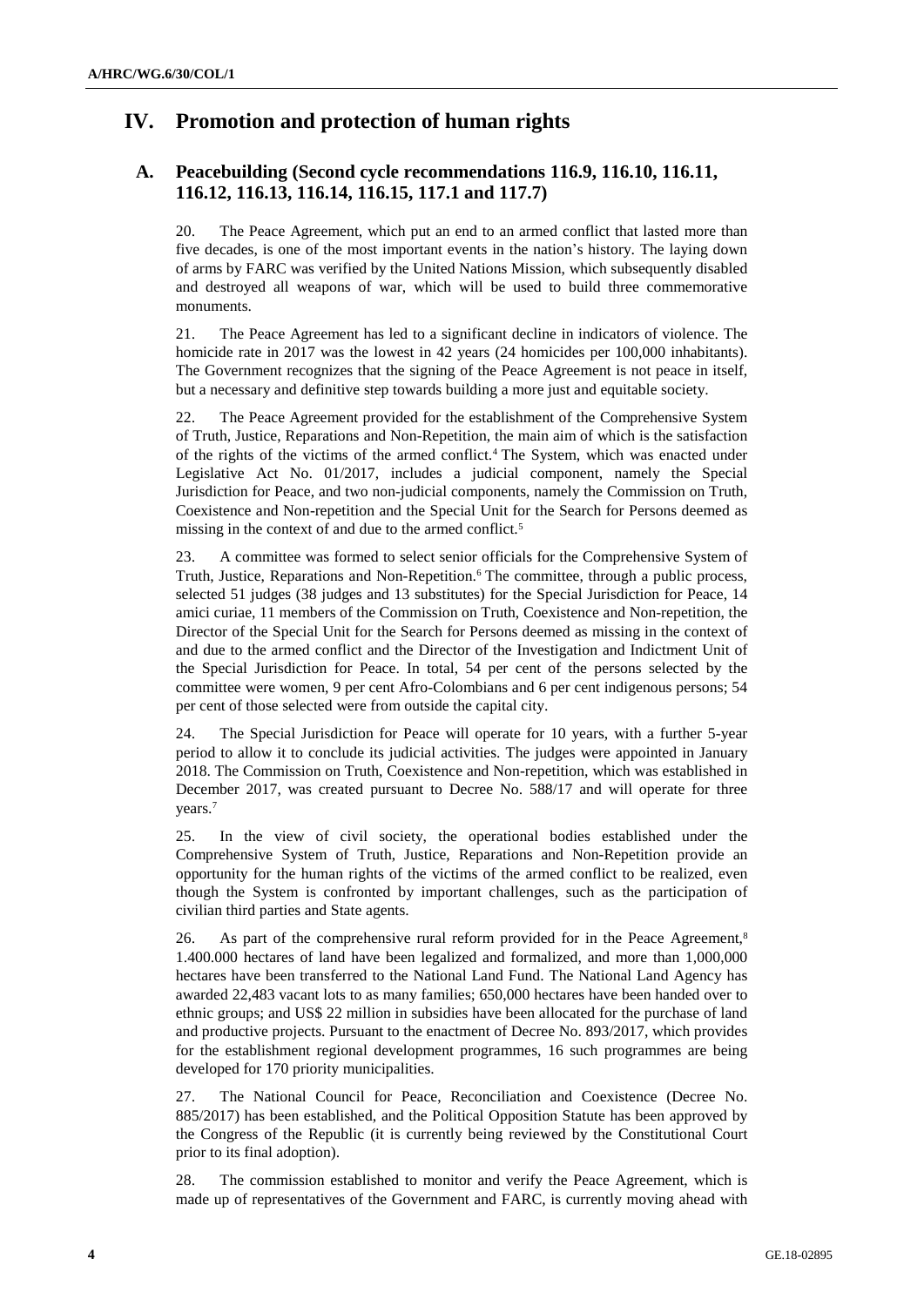# IV. Promotion and protection of human rights

## A. Peacebuilding (Second cycle recommendations 116.9, 116.10, 116.11, 116.12, 116.13, 116.14, 116.15, 117.1 and 117.7)

20. The Peace Agreement, which put an end to an armed conflict that lasted more than five decades, is one of the most important events in the nation's history. The laying down of arms by FARC was verified by the United Nations Mission, which subsequently disabled and destroyed all weapons of war, which will be used to build three commemorative monuments.

21. The Peace Agreement has led to a significant decline in indicators of violence. The homicide rate in 2017 was the lowest in 42 years (24 homicides per 100,000 inhabitants). The Government recognizes that the signing of the Peace Agreement is not peace in itself, but a necessary and definitive step towards building a more just and equitable society.

22. The Peace Agreement provided for the establishment of the Comprehensive System of Truth, Justice, Reparations and Non-Repetition, the main aim of which is the satisfaction of the rights of the victims of the armed conflict.[4] The System, which was enacted under Legislative Act No. 01/2017, includes a judicial component, namely the Special Jurisdiction for Peace, and two non-judicial components, namely the Commission on Truth, Coexistence and Non-repetition and the Special Unit for the Search for Persons deemed as missing in the context of and due to the armed conflict.[5]

23. A committee was formed to select senior officials for the Comprehensive System of Truth, Justice, Reparations and Non-Repetition.[6] The committee, through a public process, selected 51 judges (38 judges and 13 substitutes) for the Special Jurisdiction for Peace, 14 amici curiae, 11 members of the Commission on Truth, Coexistence and Non-repetition, the Director of the Special Unit for the Search for Persons deemed as missing in the context of and due to the armed conflict and the Director of the Investigation and Indictment Unit of the Special Jurisdiction for Peace. In total, 54 per cent of the persons selected by the committee were women, 9 per cent Afro-Colombians and 6 per cent indigenous persons; 54 per cent of those selected were from outside the capital city.

24. The Special Jurisdiction for Peace will operate for 10 years, with a further 5-year period to allow it to conclude its judicial activities. The judges were appointed in January 2018. The Commission on Truth, Coexistence and Non-repetition, which was established in December 2017, was created pursuant to Decree No. 588/17 and will operate for three years.[7]

25. In the view of civil society, the operational bodies established under the Comprehensive System of Truth, Justice, Reparations and Non-Repetition provide an opportunity for the human rights of the victims of the armed conflict to be realized, even though the System is confronted by important challenges, such as the participation of civilian third parties and State agents.

26. As part of the comprehensive rural reform provided for in the Peace Agreement,[8] 1.400.000 hectares of land have been legalized and formalized, and more than 1,000,000 hectares have been transferred to the National Land Fund. The National Land Agency has awarded 22,483 vacant lots to as many families; 650,000 hectares have been handed over to ethnic groups; and US$ 22 million in subsidies have been allocated for the purchase of land and productive projects. Pursuant to the enactment of Decree No. 893/2017, which provides for the establishment regional development programmes, 16 such programmes are being developed for 170 priority municipalities.

27. The National Council for Peace, Reconciliation and Coexistence (Decree No. 885/2017) has been established, and the Political Opposition Statute has been approved by the Congress of the Republic (it is currently being reviewed by the Constitutional Court prior to its final adoption).

28. The commission established to monitor and verify the Peace Agreement, which is made up of representatives of the Government and FARC, is currently moving ahead with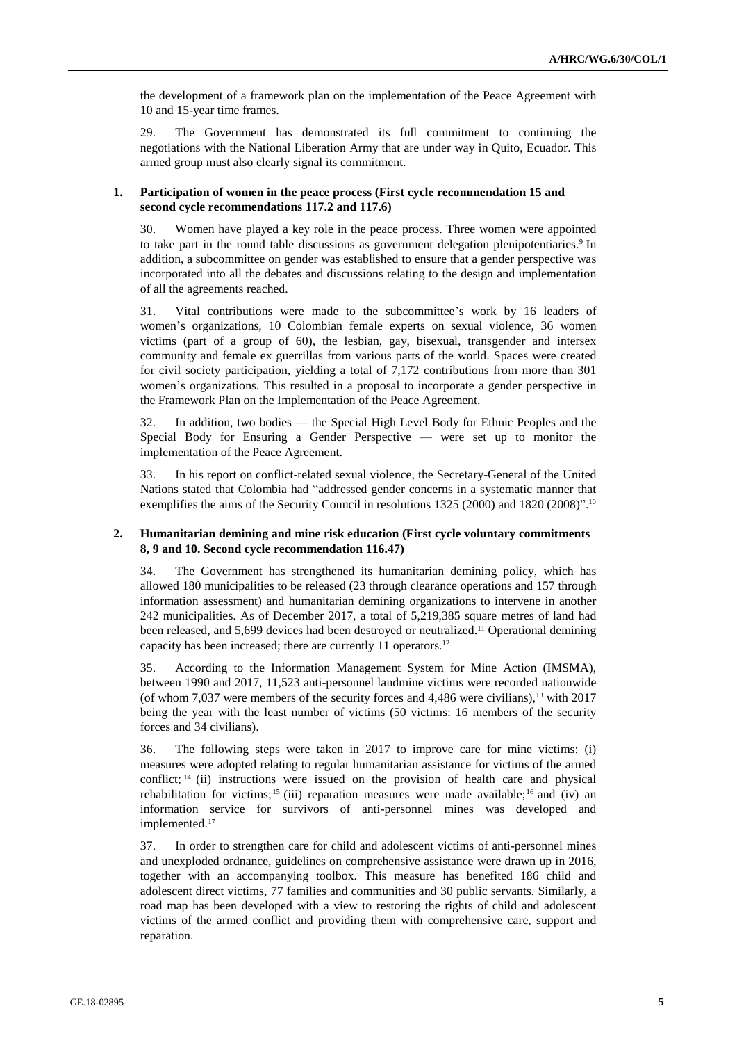the development of a framework plan on the implementation of the Peace Agreement with 10 and 15-year time frames.

29. The Government has demonstrated its full commitment to continuing the negotiations with the National Liberation Army that are under way in Quito, Ecuador. This armed group must also clearly signal its commitment.

### 1. Participation of women in the peace process (First cycle recommendation 15 and second cycle recommendations 117.2 and 117.6)

30. Women have played a key role in the peace process. Three women were appointed to take part in the round table discussions as government delegation plenipotentiaries.[9] In addition, a subcommittee on gender was established to ensure that a gender perspective was incorporated into all the debates and discussions relating to the design and implementation of all the agreements reached.

31. Vital contributions were made to the subcommittee's work by 16 leaders of women's organizations, 10 Colombian female experts on sexual violence, 36 women victims (part of a group of 60), the lesbian, gay, bisexual, transgender and intersex community and female ex guerrillas from various parts of the world. Spaces were created for civil society participation, yielding a total of 7,172 contributions from more than 301 women's organizations. This resulted in a proposal to incorporate a gender perspective in the Framework Plan on the Implementation of the Peace Agreement.

32. In addition, two bodies — the Special High Level Body for Ethnic Peoples and the Special Body for Ensuring a Gender Perspective — were set up to monitor the implementation of the Peace Agreement.

33. In his report on conflict-related sexual violence, the Secretary-General of the United Nations stated that Colombia had "addressed gender concerns in a systematic manner that exemplifies the aims of the Security Council in resolutions 1325 (2000) and 1820 (2008)".[10]

### 2. Humanitarian demining and mine risk education (First cycle voluntary commitments 8, 9 and 10. Second cycle recommendation 116.47)

34. The Government has strengthened its humanitarian demining policy, which has allowed 180 municipalities to be released (23 through clearance operations and 157 through information assessment) and humanitarian demining organizations to intervene in another 242 municipalities. As of December 2017, a total of 5,219,385 square metres of land had been released, and 5,699 devices had been destroyed or neutralized.[11] Operational demining capacity has been increased; there are currently 11 operators.[12]

35. According to the Information Management System for Mine Action (IMSMA), between 1990 and 2017, 11,523 anti-personnel landmine victims were recorded nationwide (of whom 7,037 were members of the security forces and 4,486 were civilians),[13] with 2017 being the year with the least number of victims (50 victims: 16 members of the security forces and 34 civilians).

36. The following steps were taken in 2017 to improve care for mine victims: (i) measures were adopted relating to regular humanitarian assistance for victims of the armed conflict;[14] (ii) instructions were issued on the provision of health care and physical rehabilitation for victims;[15] (iii) reparation measures were made available;[16] and (iv) an information service for survivors of anti-personnel mines was developed and implemented.[17]

37. In order to strengthen care for child and adolescent victims of anti-personnel mines and unexploded ordnance, guidelines on comprehensive assistance were drawn up in 2016, together with an accompanying toolbox. This measure has benefited 186 child and adolescent direct victims, 77 families and communities and 30 public servants. Similarly, a road map has been developed with a view to restoring the rights of child and adolescent victims of the armed conflict and providing them with comprehensive care, support and reparation.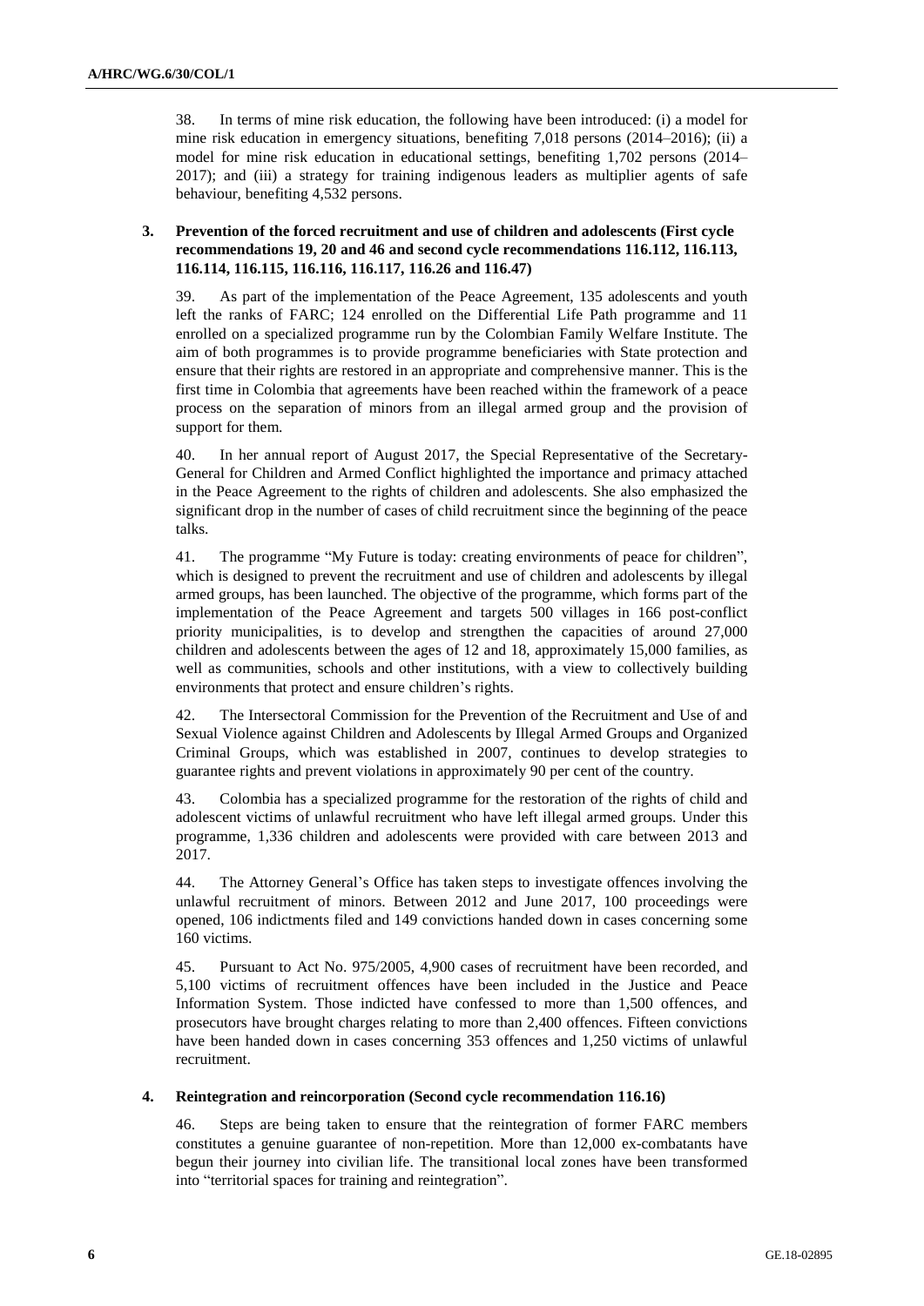38. In terms of mine risk education, the following have been introduced: (i) a model for mine risk education in emergency situations, benefiting 7,018 persons (2014–2016); (ii) a model for mine risk education in educational settings, benefiting 1,702 persons (2014–2017); and (iii) a strategy for training indigenous leaders as multiplier agents of safe behaviour, benefiting 4,532 persons.

### 3. Prevention of the forced recruitment and use of children and adolescents (First cycle recommendations 19, 20 and 46 and second cycle recommendations 116.112, 116.113, 116.114, 116.115, 116.116, 116.117, 116.26 and 116.47)

39. As part of the implementation of the Peace Agreement, 135 adolescents and youth left the ranks of FARC; 124 enrolled on the Differential Life Path programme and 11 enrolled on a specialized programme run by the Colombian Family Welfare Institute. The aim of both programmes is to provide programme beneficiaries with State protection and ensure that their rights are restored in an appropriate and comprehensive manner. This is the first time in Colombia that agreements have been reached within the framework of a peace process on the separation of minors from an illegal armed group and the provision of support for them.

40. In her annual report of August 2017, the Special Representative of the Secretary-General for Children and Armed Conflict highlighted the importance and primacy attached in the Peace Agreement to the rights of children and adolescents. She also emphasized the significant drop in the number of cases of child recruitment since the beginning of the peace talks.

41. The programme "My Future is today: creating environments of peace for children", which is designed to prevent the recruitment and use of children and adolescents by illegal armed groups, has been launched. The objective of the programme, which forms part of the implementation of the Peace Agreement and targets 500 villages in 166 post-conflict priority municipalities, is to develop and strengthen the capacities of around 27,000 children and adolescents between the ages of 12 and 18, approximately 15,000 families, as well as communities, schools and other institutions, with a view to collectively building environments that protect and ensure children's rights.

42. The Intersectoral Commission for the Prevention of the Recruitment and Use of and Sexual Violence against Children and Adolescents by Illegal Armed Groups and Organized Criminal Groups, which was established in 2007, continues to develop strategies to guarantee rights and prevent violations in approximately 90 per cent of the country.

43. Colombia has a specialized programme for the restoration of the rights of child and adolescent victims of unlawful recruitment who have left illegal armed groups. Under this programme, 1,336 children and adolescents were provided with care between 2013 and 2017.

44. The Attorney General's Office has taken steps to investigate offences involving the unlawful recruitment of minors. Between 2012 and June 2017, 100 proceedings were opened, 106 indictments filed and 149 convictions handed down in cases concerning some 160 victims.

45. Pursuant to Act No. 975/2005, 4,900 cases of recruitment have been recorded, and 5,100 victims of recruitment offences have been included in the Justice and Peace Information System. Those indicted have confessed to more than 1,500 offences, and prosecutors have brought charges relating to more than 2,400 offences. Fifteen convictions have been handed down in cases concerning 353 offences and 1,250 victims of unlawful recruitment.

### 4. Reintegration and reincorporation (Second cycle recommendation 116.16)

46. Steps are being taken to ensure that the reintegration of former FARC members constitutes a genuine guarantee of non-repetition. More than 12,000 ex-combatants have begun their journey into civilian life. The transitional local zones have been transformed into "territorial spaces for training and reintegration".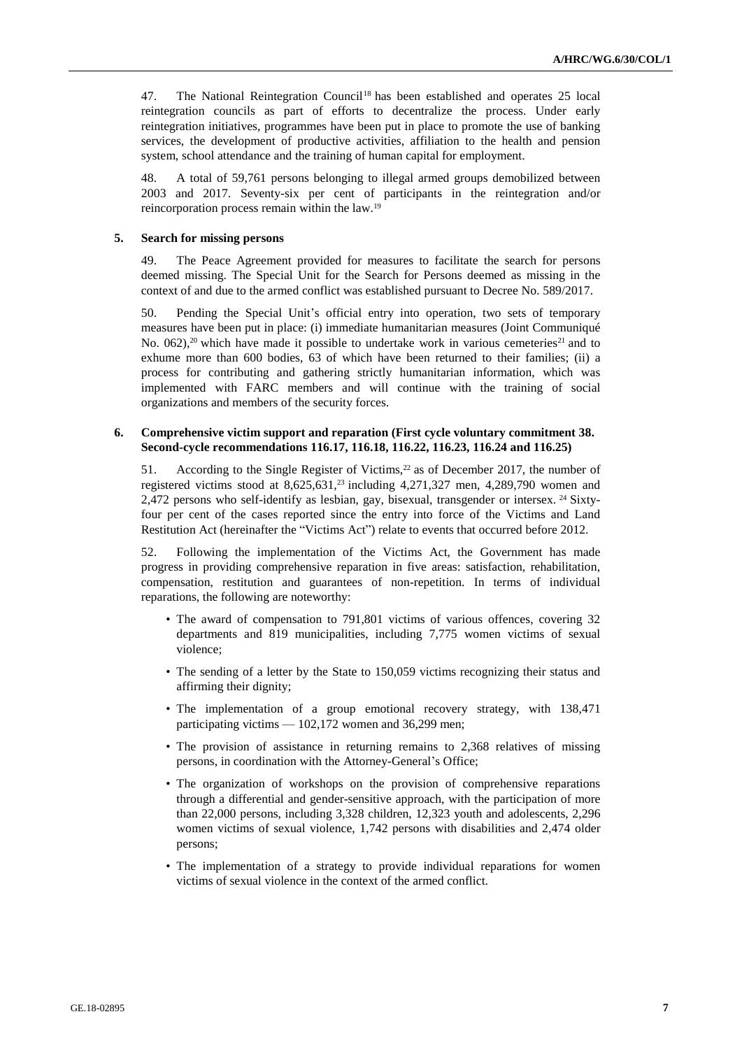47. The National Reintegration Council[18] has been established and operates 25 local reintegration councils as part of efforts to decentralize the process. Under early reintegration initiatives, programmes have been put in place to promote the use of banking services, the development of productive activities, affiliation to the health and pension system, school attendance and the training of human capital for employment.

48. A total of 59,761 persons belonging to illegal armed groups demobilized between 2003 and 2017. Seventy-six per cent of participants in the reintegration and/or reincorporation process remain within the law.[19]

### 5. Search for missing persons

49. The Peace Agreement provided for measures to facilitate the search for persons deemed missing. The Special Unit for the Search for Persons deemed as missing in the context of and due to the armed conflict was established pursuant to Decree No. 589/2017.

50. Pending the Special Unit's official entry into operation, two sets of temporary measures have been put in place: (i) immediate humanitarian measures (Joint Communiqué No. 062),[20] which have made it possible to undertake work in various cemeteries[21] and to exhume more than 600 bodies, 63 of which have been returned to their families; (ii) a process for contributing and gathering strictly humanitarian information, which was implemented with FARC members and will continue with the training of social organizations and members of the security forces.

### 6. Comprehensive victim support and reparation (First cycle voluntary commitment 38. Second-cycle recommendations 116.17, 116.18, 116.22, 116.23, 116.24 and 116.25)

51. According to the Single Register of Victims,[22] as of December 2017, the number of registered victims stood at 8,625,631,[23] including 4,271,327 men, 4,289,790 women and 2,472 persons who self-identify as lesbian, gay, bisexual, transgender or intersex.[24] Sixty-four per cent of the cases reported since the entry into force of the Victims and Land Restitution Act (hereinafter the "Victims Act") relate to events that occurred before 2012.

52. Following the implementation of the Victims Act, the Government has made progress in providing comprehensive reparation in five areas: satisfaction, rehabilitation, compensation, restitution and guarantees of non-repetition. In terms of individual reparations, the following are noteworthy:

- The award of compensation to 791,801 victims of various offences, covering 32 departments and 819 municipalities, including 7,775 women victims of sexual violence;
- The sending of a letter by the State to 150,059 victims recognizing their status and affirming their dignity;
- The implementation of a group emotional recovery strategy, with 138,471 participating victims — 102,172 women and 36,299 men;
- The provision of assistance in returning remains to 2,368 relatives of missing persons, in coordination with the Attorney-General's Office;
- The organization of workshops on the provision of comprehensive reparations through a differential and gender-sensitive approach, with the participation of more than 22,000 persons, including 3,328 children, 12,323 youth and adolescents, 2,296 women victims of sexual violence, 1,742 persons with disabilities and 2,474 older persons;
- The implementation of a strategy to provide individual reparations for women victims of sexual violence in the context of the armed conflict.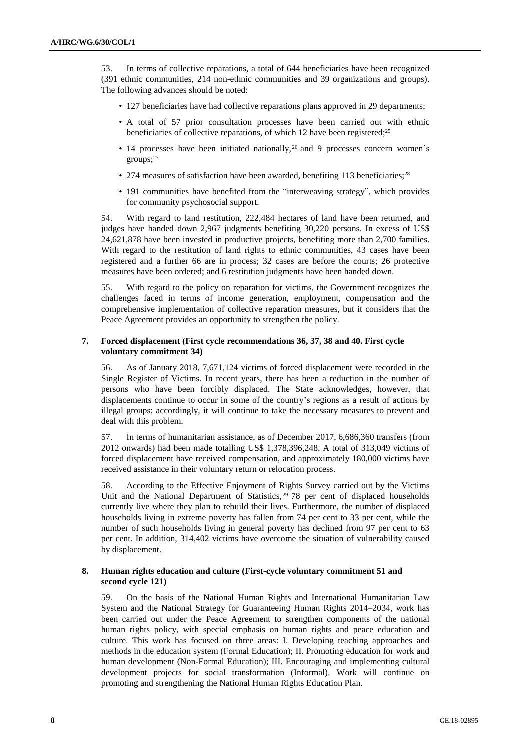53. In terms of collective reparations, a total of 644 beneficiaries have been recognized (391 ethnic communities, 214 non-ethnic communities and 39 organizations and groups). The following advances should be noted:

- 127 beneficiaries have had collective reparations plans approved in 29 departments;
- A total of 57 prior consultation processes have been carried out with ethnic beneficiaries of collective reparations, of which 12 have been registered;[25]
- 14 processes have been initiated nationally,[26] and 9 processes concern women's groups;[27]
- 274 measures of satisfaction have been awarded, benefiting 113 beneficiaries;[28]
- 191 communities have benefited from the "interweaving strategy", which provides for community psychosocial support.

54. With regard to land restitution, 222,484 hectares of land have been returned, and judges have handed down 2,967 judgments benefiting 30,220 persons. In excess of US$ 24,621,878 have been invested in productive projects, benefiting more than 2,700 families. With regard to the restitution of land rights to ethnic communities, 43 cases have been registered and a further 66 are in process; 32 cases are before the courts; 26 protective measures have been ordered; and 6 restitution judgments have been handed down.

55. With regard to the policy on reparation for victims, the Government recognizes the challenges faced in terms of income generation, employment, compensation and the comprehensive implementation of collective reparation measures, but it considers that the Peace Agreement provides an opportunity to strengthen the policy.

### 7. Forced displacement (First cycle recommendations 36, 37, 38 and 40. First cycle voluntary commitment 34)

56. As of January 2018, 7,671,124 victims of forced displacement were recorded in the Single Register of Victims. In recent years, there has been a reduction in the number of persons who have been forcibly displaced. The State acknowledges, however, that displacements continue to occur in some of the country's regions as a result of actions by illegal groups; accordingly, it will continue to take the necessary measures to prevent and deal with this problem.

57. In terms of humanitarian assistance, as of December 2017, 6,686,360 transfers (from 2012 onwards) had been made totalling US$ 1,378,396,248. A total of 313,049 victims of forced displacement have received compensation, and approximately 180,000 victims have received assistance in their voluntary return or relocation process.

58. According to the Effective Enjoyment of Rights Survey carried out by the Victims Unit and the National Department of Statistics,[29] 78 per cent of displaced households currently live where they plan to rebuild their lives. Furthermore, the number of displaced households living in extreme poverty has fallen from 74 per cent to 33 per cent, while the number of such households living in general poverty has declined from 97 per cent to 63 per cent. In addition, 314,402 victims have overcome the situation of vulnerability caused by displacement.

### 8. Human rights education and culture (First-cycle voluntary commitment 51 and second cycle 121)

59. On the basis of the National Human Rights and International Humanitarian Law System and the National Strategy for Guaranteeing Human Rights 2014–2034, work has been carried out under the Peace Agreement to strengthen components of the national human rights policy, with special emphasis on human rights and peace education and culture. This work has focused on three areas: I. Developing teaching approaches and methods in the education system (Formal Education); II. Promoting education for work and human development (Non-Formal Education); III. Encouraging and implementing cultural development projects for social transformation (Informal). Work will continue on promoting and strengthening the National Human Rights Education Plan.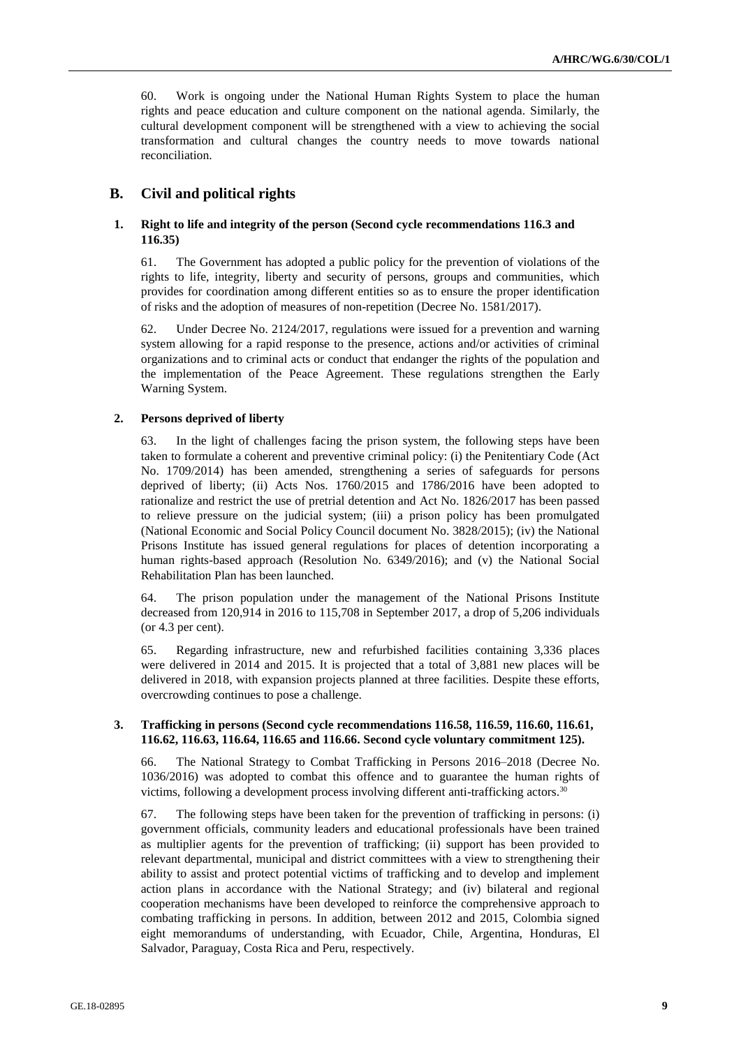60. Work is ongoing under the National Human Rights System to place the human rights and peace education and culture component on the national agenda. Similarly, the cultural development component will be strengthened with a view to achieving the social transformation and cultural changes the country needs to move towards national reconciliation.

## B. Civil and political rights

### 1. Right to life and integrity of the person (Second cycle recommendations 116.3 and 116.35)

61. The Government has adopted a public policy for the prevention of violations of the rights to life, integrity, liberty and security of persons, groups and communities, which provides for coordination among different entities so as to ensure the proper identification of risks and the adoption of measures of non-repetition (Decree No. 1581/2017).

62. Under Decree No. 2124/2017, regulations were issued for a prevention and warning system allowing for a rapid response to the presence, actions and/or activities of criminal organizations and to criminal acts or conduct that endanger the rights of the population and the implementation of the Peace Agreement. These regulations strengthen the Early Warning System.

### 2. Persons deprived of liberty

63. In the light of challenges facing the prison system, the following steps have been taken to formulate a coherent and preventive criminal policy: (i) the Penitentiary Code (Act No. 1709/2014) has been amended, strengthening a series of safeguards for persons deprived of liberty; (ii) Acts Nos. 1760/2015 and 1786/2016 have been adopted to rationalize and restrict the use of pretrial detention and Act No. 1826/2017 has been passed to relieve pressure on the judicial system; (iii) a prison policy has been promulgated (National Economic and Social Policy Council document No. 3828/2015); (iv) the National Prisons Institute has issued general regulations for places of detention incorporating a human rights-based approach (Resolution No. 6349/2016); and (v) the National Social Rehabilitation Plan has been launched.

64. The prison population under the management of the National Prisons Institute decreased from 120,914 in 2016 to 115,708 in September 2017, a drop of 5,206 individuals (or 4.3 per cent).

65. Regarding infrastructure, new and refurbished facilities containing 3,336 places were delivered in 2014 and 2015. It is projected that a total of 3,881 new places will be delivered in 2018, with expansion projects planned at three facilities. Despite these efforts, overcrowding continues to pose a challenge.

### 3. Trafficking in persons (Second cycle recommendations 116.58, 116.59, 116.60, 116.61, 116.62, 116.63, 116.64, 116.65 and 116.66. Second cycle voluntary commitment 125).

66. The National Strategy to Combat Trafficking in Persons 2016–2018 (Decree No. 1036/2016) was adopted to combat this offence and to guarantee the human rights of victims, following a development process involving different anti-trafficking actors.[30]

67. The following steps have been taken for the prevention of trafficking in persons: (i) government officials, community leaders and educational professionals have been trained as multiplier agents for the prevention of trafficking; (ii) support has been provided to relevant departmental, municipal and district committees with a view to strengthening their ability to assist and protect potential victims of trafficking and to develop and implement action plans in accordance with the National Strategy; and (iv) bilateral and regional cooperation mechanisms have been developed to reinforce the comprehensive approach to combating trafficking in persons. In addition, between 2012 and 2015, Colombia signed eight memorandums of understanding, with Ecuador, Chile, Argentina, Honduras, El Salvador, Paraguay, Costa Rica and Peru, respectively.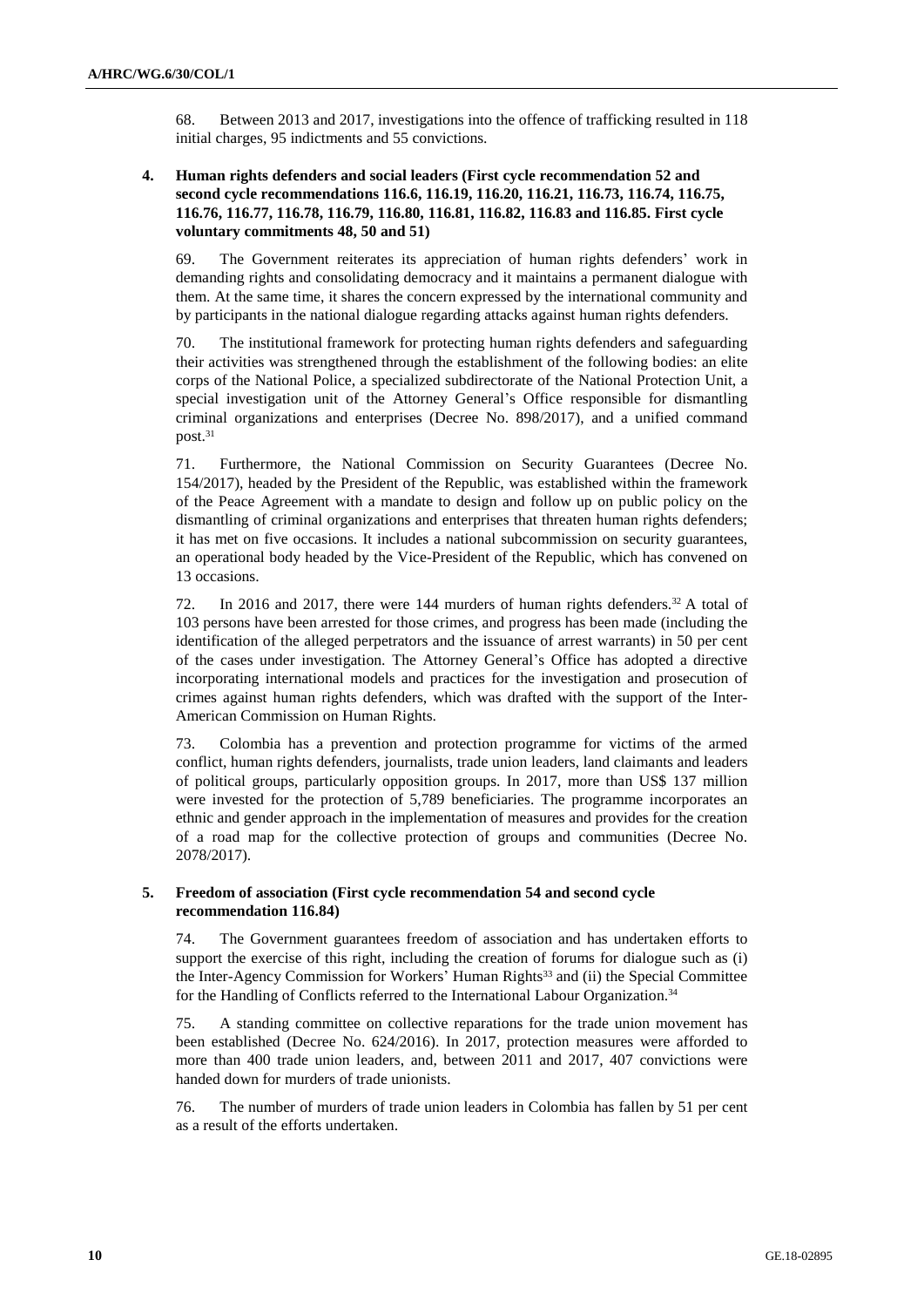68. Between 2013 and 2017, investigations into the offence of trafficking resulted in 118 initial charges, 95 indictments and 55 convictions.

### 4. Human rights defenders and social leaders (First cycle recommendation 52 and second cycle recommendations 116.6, 116.19, 116.20, 116.21, 116.73, 116.74, 116.75, 116.76, 116.77, 116.78, 116.79, 116.80, 116.81, 116.82, 116.83 and 116.85. First cycle voluntary commitments 48, 50 and 51)

69. The Government reiterates its appreciation of human rights defenders' work in demanding rights and consolidating democracy and it maintains a permanent dialogue with them. At the same time, it shares the concern expressed by the international community and by participants in the national dialogue regarding attacks against human rights defenders.

70. The institutional framework for protecting human rights defenders and safeguarding their activities was strengthened through the establishment of the following bodies: an elite corps of the National Police, a specialized subdirectorate of the National Protection Unit, a special investigation unit of the Attorney General's Office responsible for dismantling criminal organizations and enterprises (Decree No. 898/2017), and a unified command post.[31]

71. Furthermore, the National Commission on Security Guarantees (Decree No. 154/2017), headed by the President of the Republic, was established within the framework of the Peace Agreement with a mandate to design and follow up on public policy on the dismantling of criminal organizations and enterprises that threaten human rights defenders; it has met on five occasions. It includes a national subcommission on security guarantees, an operational body headed by the Vice-President of the Republic, which has convened on 13 occasions.

72. In 2016 and 2017, there were 144 murders of human rights defenders.[32] A total of 103 persons have been arrested for those crimes, and progress has been made (including the identification of the alleged perpetrators and the issuance of arrest warrants) in 50 per cent of the cases under investigation. The Attorney General's Office has adopted a directive incorporating international models and practices for the investigation and prosecution of crimes against human rights defenders, which was drafted with the support of the Inter-American Commission on Human Rights.

73. Colombia has a prevention and protection programme for victims of the armed conflict, human rights defenders, journalists, trade union leaders, land claimants and leaders of political groups, particularly opposition groups. In 2017, more than US$ 137 million were invested for the protection of 5,789 beneficiaries. The programme incorporates an ethnic and gender approach in the implementation of measures and provides for the creation of a road map for the collective protection of groups and communities (Decree No. 2078/2017).

### 5. Freedom of association (First cycle recommendation 54 and second cycle recommendation 116.84)

74. The Government guarantees freedom of association and has undertaken efforts to support the exercise of this right, including the creation of forums for dialogue such as (i) the Inter-Agency Commission for Workers' Human Rights[33] and (ii) the Special Committee for the Handling of Conflicts referred to the International Labour Organization.[34]

75. A standing committee on collective reparations for the trade union movement has been established (Decree No. 624/2016). In 2017, protection measures were afforded to more than 400 trade union leaders, and, between 2011 and 2017, 407 convictions were handed down for murders of trade unionists.

76. The number of murders of trade union leaders in Colombia has fallen by 51 per cent as a result of the efforts undertaken.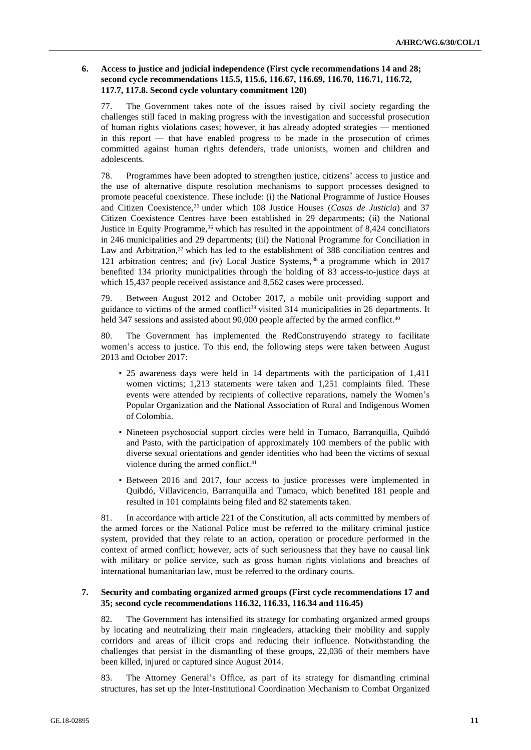### 6. Access to justice and judicial independence (First cycle recommendations 14 and 28; second cycle recommendations 115.5, 115.6, 116.67, 116.69, 116.70, 116.71, 116.72, 117.7, 117.8. Second cycle voluntary commitment 120)

77. The Government takes note of the issues raised by civil society regarding the challenges still faced in making progress with the investigation and successful prosecution of human rights violations cases; however, it has already adopted strategies — mentioned in this report — that have enabled progress to be made in the prosecution of crimes committed against human rights defenders, trade unionists, women and children and adolescents.

78. Programmes have been adopted to strengthen justice, citizens' access to justice and the use of alternative dispute resolution mechanisms to support processes designed to promote peaceful coexistence. These include: (i) the National Programme of Justice Houses and Citizen Coexistence,[35] under which 108 Justice Houses (*Casas de Justicia*) and 37 Citizen Coexistence Centres have been established in 29 departments; (ii) the National Justice in Equity Programme,[36] which has resulted in the appointment of 8,424 conciliators in 246 municipalities and 29 departments; (iii) the National Programme for Conciliation in Law and Arbitration,[37] which has led to the establishment of 388 conciliation centres and 121 arbitration centres; and (iv) Local Justice Systems,[38] a programme which in 2017 benefited 134 priority municipalities through the holding of 83 access-to-justice days at which 15,437 people received assistance and 8,562 cases were processed.

79. Between August 2012 and October 2017, a mobile unit providing support and guidance to victims of the armed conflict[39] visited 314 municipalities in 26 departments. It held 347 sessions and assisted about 90,000 people affected by the armed conflict.[40]

80. The Government has implemented the RedConstruyendo strategy to facilitate women's access to justice. To this end, the following steps were taken between August 2013 and October 2017:

- 25 awareness days were held in 14 departments with the participation of 1,411 women victims; 1,213 statements were taken and 1,251 complaints filed. These events were attended by recipients of collective reparations, namely the Women's Popular Organization and the National Association of Rural and Indigenous Women of Colombia.
- Nineteen psychosocial support circles were held in Tumaco, Barranquilla, Quibdó and Pasto, with the participation of approximately 100 members of the public with diverse sexual orientations and gender identities who had been the victims of sexual violence during the armed conflict.[41]
- Between 2016 and 2017, four access to justice processes were implemented in Quibdó, Villavicencio, Barranquilla and Tumaco, which benefited 181 people and resulted in 101 complaints being filed and 82 statements taken.

81. In accordance with article 221 of the Constitution, all acts committed by members of the armed forces or the National Police must be referred to the military criminal justice system, provided that they relate to an action, operation or procedure performed in the context of armed conflict; however, acts of such seriousness that they have no causal link with military or police service, such as gross human rights violations and breaches of international humanitarian law, must be referred to the ordinary courts.

### 7. Security and combating organized armed groups (First cycle recommendations 17 and 35; second cycle recommendations 116.32, 116.33, 116.34 and 116.45)

82. The Government has intensified its strategy for combating organized armed groups by locating and neutralizing their main ringleaders, attacking their mobility and supply corridors and areas of illicit crops and reducing their influence. Notwithstanding the challenges that persist in the dismantling of these groups, 22,036 of their members have been killed, injured or captured since August 2014.

83. The Attorney General's Office, as part of its strategy for dismantling criminal structures, has set up the Inter-Institutional Coordination Mechanism to Combat Organized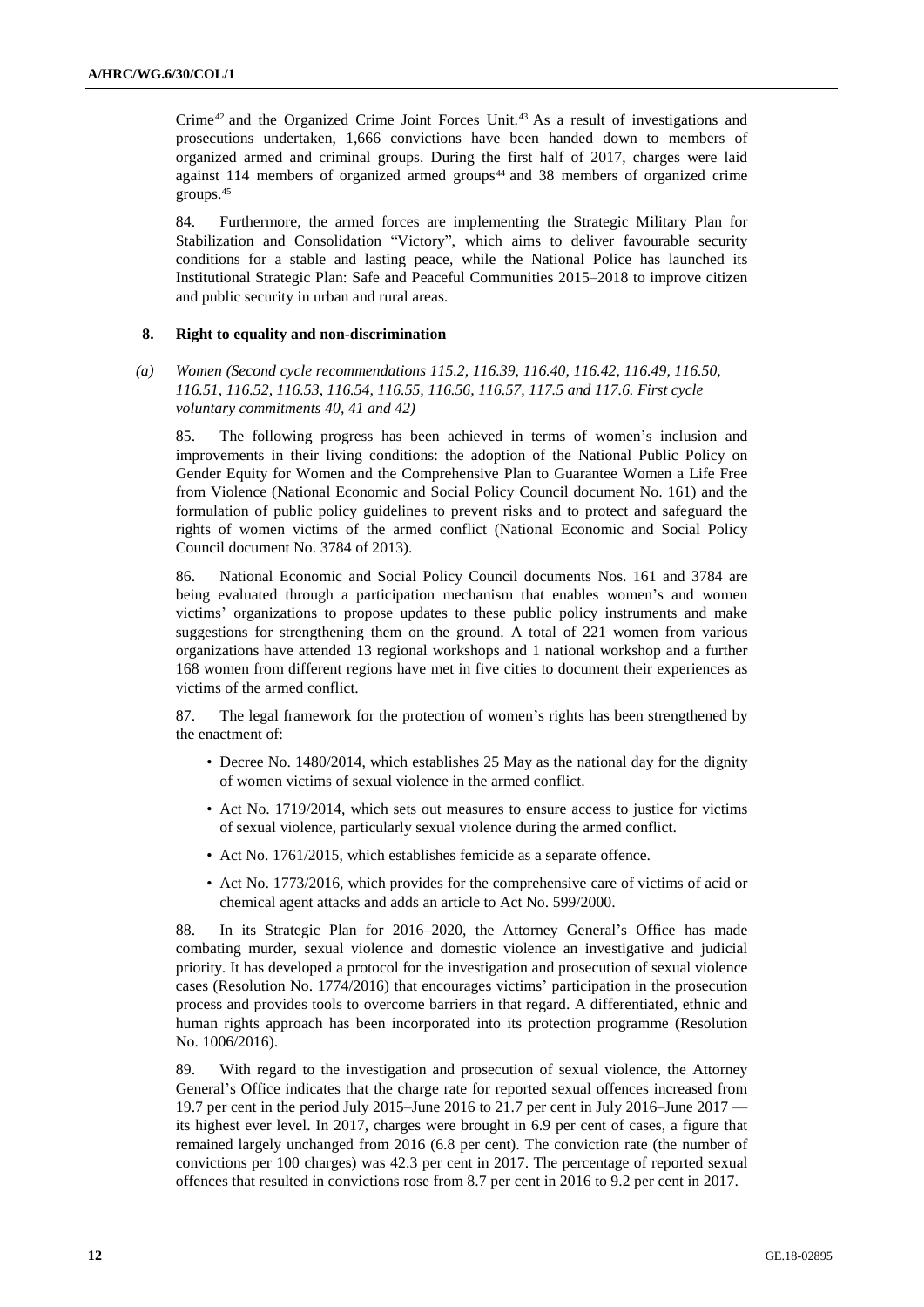Crime[42] and the Organized Crime Joint Forces Unit.[43] As a result of investigations and prosecutions undertaken, 1,666 convictions have been handed down to members of organized armed and criminal groups. During the first half of 2017, charges were laid against 114 members of organized armed groups[44] and 38 members of organized crime groups.[45]

84. Furthermore, the armed forces are implementing the Strategic Military Plan for Stabilization and Consolidation "Victory", which aims to deliver favourable security conditions for a stable and lasting peace, while the National Police has launched its Institutional Strategic Plan: Safe and Peaceful Communities 2015–2018 to improve citizen and public security in urban and rural areas.

### 8. Right to equality and non-discrimination

#### *(a) Women (Second cycle recommendations 115.2, 116.39, 116.40, 116.42, 116.49, 116.50, 116.51, 116.52, 116.53, 116.54, 116.55, 116.56, 116.57, 117.5 and 117.6. First cycle voluntary commitments 40, 41 and 42)*

85. The following progress has been achieved in terms of women's inclusion and improvements in their living conditions: the adoption of the National Public Policy on Gender Equity for Women and the Comprehensive Plan to Guarantee Women a Life Free from Violence (National Economic and Social Policy Council document No. 161) and the formulation of public policy guidelines to prevent risks and to protect and safeguard the rights of women victims of the armed conflict (National Economic and Social Policy Council document No. 3784 of 2013).

86. National Economic and Social Policy Council documents Nos. 161 and 3784 are being evaluated through a participation mechanism that enables women's and women victims' organizations to propose updates to these public policy instruments and make suggestions for strengthening them on the ground. A total of 221 women from various organizations have attended 13 regional workshops and 1 national workshop and a further 168 women from different regions have met in five cities to document their experiences as victims of the armed conflict.

87. The legal framework for the protection of women's rights has been strengthened by the enactment of:

- Decree No. 1480/2014, which establishes 25 May as the national day for the dignity of women victims of sexual violence in the armed conflict.
- Act No. 1719/2014, which sets out measures to ensure access to justice for victims of sexual violence, particularly sexual violence during the armed conflict.
- Act No. 1761/2015, which establishes femicide as a separate offence.
- Act No. 1773/2016, which provides for the comprehensive care of victims of acid or chemical agent attacks and adds an article to Act No. 599/2000.

88. In its Strategic Plan for 2016–2020, the Attorney General's Office has made combating murder, sexual violence and domestic violence an investigative and judicial priority. It has developed a protocol for the investigation and prosecution of sexual violence cases (Resolution No. 1774/2016) that encourages victims' participation in the prosecution process and provides tools to overcome barriers in that regard. A differentiated, ethnic and human rights approach has been incorporated into its protection programme (Resolution No. 1006/2016).

89. With regard to the investigation and prosecution of sexual violence, the Attorney General's Office indicates that the charge rate for reported sexual offences increased from 19.7 per cent in the period July 2015–June 2016 to 21.7 per cent in July 2016–June 2017 — its highest ever level. In 2017, charges were brought in 6.9 per cent of cases, a figure that remained largely unchanged from 2016 (6.8 per cent). The conviction rate (the number of convictions per 100 charges) was 42.3 per cent in 2017. The percentage of reported sexual offences that resulted in convictions rose from 8.7 per cent in 2016 to 9.2 per cent in 2017.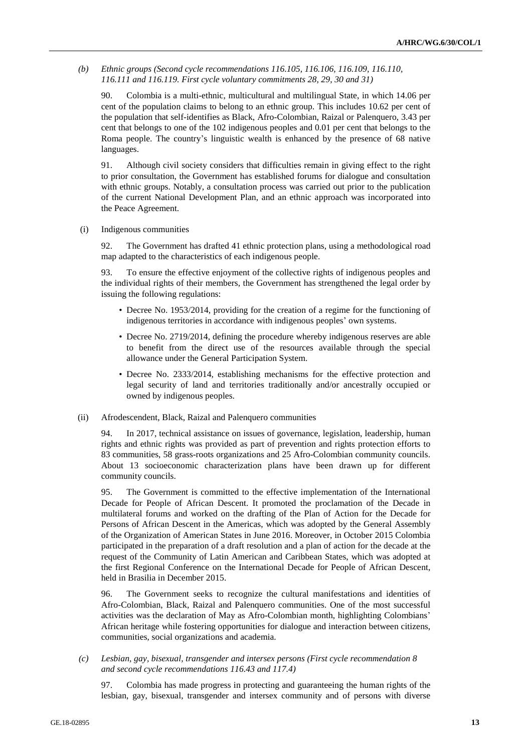*(b) Ethnic groups (Second cycle recommendations 116.105, 116.106, 116.109, 116.110, 116.111 and 116.119. First cycle voluntary commitments 28, 29, 30 and 31)*

90. Colombia is a multi-ethnic, multicultural and multilingual State, in which 14.06 per cent of the population claims to belong to an ethnic group. This includes 10.62 per cent of the population that self-identifies as Black, Afro-Colombian, Raizal or Palenquero, 3.43 per cent that belongs to one of the 102 indigenous peoples and 0.01 per cent that belongs to the Roma people. The country's linguistic wealth is enhanced by the presence of 68 native languages.

91. Although civil society considers that difficulties remain in giving effect to the right to prior consultation, the Government has established forums for dialogue and consultation with ethnic groups. Notably, a consultation process was carried out prior to the publication of the current National Development Plan, and an ethnic approach was incorporated into the Peace Agreement.

(i) Indigenous communities

92. The Government has drafted 41 ethnic protection plans, using a methodological road map adapted to the characteristics of each indigenous people.

93. To ensure the effective enjoyment of the collective rights of indigenous peoples and the individual rights of their members, the Government has strengthened the legal order by issuing the following regulations:

- Decree No. 1953/2014, providing for the creation of a regime for the functioning of indigenous territories in accordance with indigenous peoples' own systems.
- Decree No. 2719/2014, defining the procedure whereby indigenous reserves are able to benefit from the direct use of the resources available through the special allowance under the General Participation System.
- Decree No. 2333/2014, establishing mechanisms for the effective protection and legal security of land and territories traditionally and/or ancestrally occupied or owned by indigenous peoples.

(ii) Afrodescendent, Black, Raizal and Palenquero communities

94. In 2017, technical assistance on issues of governance, legislation, leadership, human rights and ethnic rights was provided as part of prevention and rights protection efforts to 83 communities, 58 grass-roots organizations and 25 Afro-Colombian community councils. About 13 socioeconomic characterization plans have been drawn up for different community councils.

95. The Government is committed to the effective implementation of the International Decade for People of African Descent. It promoted the proclamation of the Decade in multilateral forums and worked on the drafting of the Plan of Action for the Decade for Persons of African Descent in the Americas, which was adopted by the General Assembly of the Organization of American States in June 2016. Moreover, in October 2015 Colombia participated in the preparation of a draft resolution and a plan of action for the decade at the request of the Community of Latin American and Caribbean States, which was adopted at the first Regional Conference on the International Decade for People of African Descent, held in Brasilia in December 2015.

96. The Government seeks to recognize the cultural manifestations and identities of Afro-Colombian, Black, Raizal and Palenquero communities. One of the most successful activities was the declaration of May as Afro-Colombian month, highlighting Colombians' African heritage while fostering opportunities for dialogue and interaction between citizens, communities, social organizations and academia.

*(c) Lesbian, gay, bisexual, transgender and intersex persons (First cycle recommendation 8 and second cycle recommendations 116.43 and 117.4)*

97. Colombia has made progress in protecting and guaranteeing the human rights of the lesbian, gay, bisexual, transgender and intersex community and of persons with diverse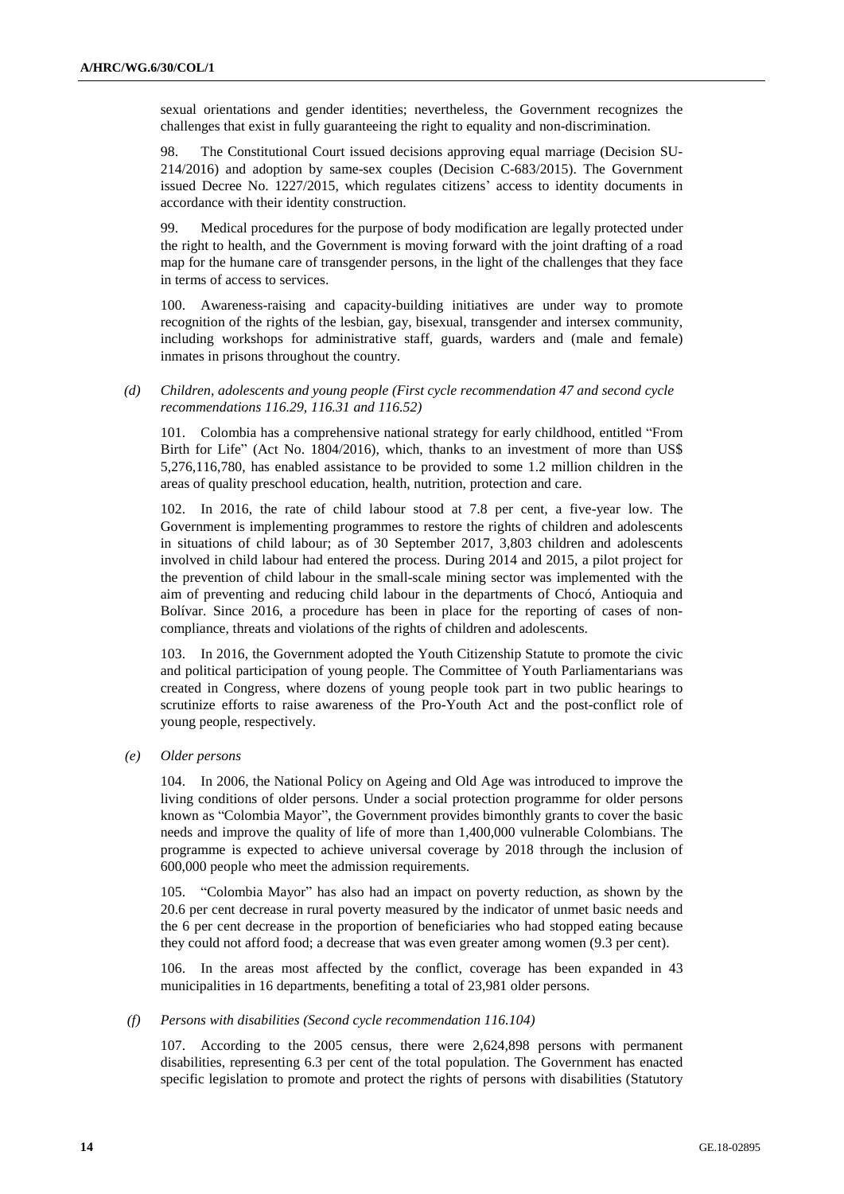sexual orientations and gender identities; nevertheless, the Government recognizes the challenges that exist in fully guaranteeing the right to equality and non-discrimination.

98. The Constitutional Court issued decisions approving equal marriage (Decision SU-214/2016) and adoption by same-sex couples (Decision C-683/2015). The Government issued Decree No. 1227/2015, which regulates citizens' access to identity documents in accordance with their identity construction.

99. Medical procedures for the purpose of body modification are legally protected under the right to health, and the Government is moving forward with the joint drafting of a road map for the humane care of transgender persons, in the light of the challenges that they face in terms of access to services.

100. Awareness-raising and capacity-building initiatives are under way to promote recognition of the rights of the lesbian, gay, bisexual, transgender and intersex community, including workshops for administrative staff, guards, warders and (male and female) inmates in prisons throughout the country.

*(d) Children, adolescents and young people (First cycle recommendation 47 and second cycle recommendations 116.29, 116.31 and 116.52)*

101. Colombia has a comprehensive national strategy for early childhood, entitled "From Birth for Life" (Act No. 1804/2016), which, thanks to an investment of more than US$ 5,276,116,780, has enabled assistance to be provided to some 1.2 million children in the areas of quality preschool education, health, nutrition, protection and care.

102. In 2016, the rate of child labour stood at 7.8 per cent, a five-year low. The Government is implementing programmes to restore the rights of children and adolescents in situations of child labour; as of 30 September 2017, 3,803 children and adolescents involved in child labour had entered the process. During 2014 and 2015, a pilot project for the prevention of child labour in the small-scale mining sector was implemented with the aim of preventing and reducing child labour in the departments of Chocó, Antioquia and Bolívar. Since 2016, a procedure has been in place for the reporting of cases of non-compliance, threats and violations of the rights of children and adolescents.

103. In 2016, the Government adopted the Youth Citizenship Statute to promote the civic and political participation of young people. The Committee of Youth Parliamentarians was created in Congress, where dozens of young people took part in two public hearings to scrutinize efforts to raise awareness of the Pro-Youth Act and the post-conflict role of young people, respectively.

*(e) Older persons*

104. In 2006, the National Policy on Ageing and Old Age was introduced to improve the living conditions of older persons. Under a social protection programme for older persons known as "Colombia Mayor", the Government provides bimonthly grants to cover the basic needs and improve the quality of life of more than 1,400,000 vulnerable Colombians. The programme is expected to achieve universal coverage by 2018 through the inclusion of 600,000 people who meet the admission requirements.

105. "Colombia Mayor" has also had an impact on poverty reduction, as shown by the 20.6 per cent decrease in rural poverty measured by the indicator of unmet basic needs and the 6 per cent decrease in the proportion of beneficiaries who had stopped eating because they could not afford food; a decrease that was even greater among women (9.3 per cent).

106. In the areas most affected by the conflict, coverage has been expanded in 43 municipalities in 16 departments, benefiting a total of 23,981 older persons.

*(f) Persons with disabilities (Second cycle recommendation 116.104)*

107. According to the 2005 census, there were 2,624,898 persons with permanent disabilities, representing 6.3 per cent of the total population. The Government has enacted specific legislation to promote and protect the rights of persons with disabilities (Statutory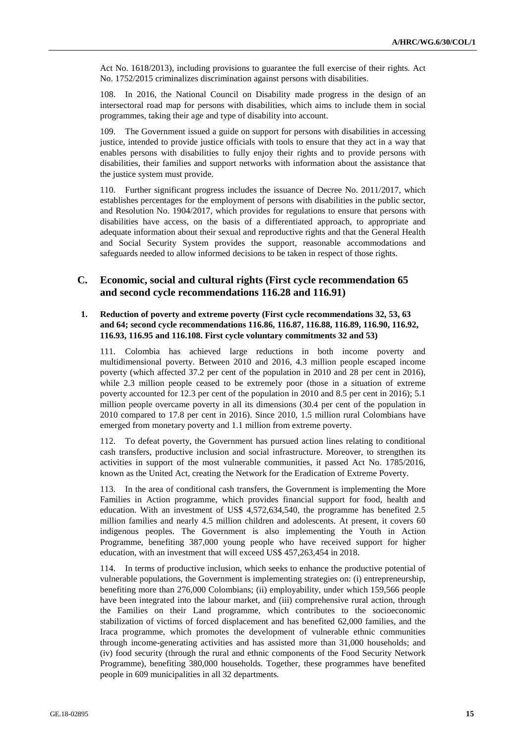Act No. 1618/2013), including provisions to guarantee the full exercise of their rights. Act No. 1752/2015 criminalizes discrimination against persons with disabilities.

108. In 2016, the National Council on Disability made progress in the design of an intersectoral road map for persons with disabilities, which aims to include them in social programmes, taking their age and type of disability into account.

109. The Government issued a guide on support for persons with disabilities in accessing justice, intended to provide justice officials with tools to ensure that they act in a way that enables persons with disabilities to fully enjoy their rights and to provide persons with disabilities, their families and support networks with information about the assistance that the justice system must provide.

110. Further significant progress includes the issuance of Decree No. 2011/2017, which establishes percentages for the employment of persons with disabilities in the public sector, and Resolution No. 1904/2017, which provides for regulations to ensure that persons with disabilities have access, on the basis of a differentiated approach, to appropriate and adequate information about their sexual and reproductive rights and that the General Health and Social Security System provides the support, reasonable accommodations and safeguards needed to allow informed decisions to be taken in respect of those rights.

## C. Economic, social and cultural rights (First cycle recommendation 65 and second cycle recommendations 116.28 and 116.91)

### 1. Reduction of poverty and extreme poverty (First cycle recommendations 32, 53, 63 and 64; second cycle recommendations 116.86, 116.87, 116.88, 116.89, 116.90, 116.92, 116.93, 116.95 and 116.108. First cycle voluntary commitments 32 and 53)

111. Colombia has achieved large reductions in both income poverty and multidimensional poverty. Between 2010 and 2016, 4.3 million people escaped income poverty (which affected 37.2 per cent of the population in 2010 and 28 per cent in 2016), while 2.3 million people ceased to be extremely poor (those in a situation of extreme poverty accounted for 12.3 per cent of the population in 2010 and 8.5 per cent in 2016); 5.1 million people overcame poverty in all its dimensions (30.4 per cent of the population in 2010 compared to 17.8 per cent in 2016). Since 2010, 1.5 million rural Colombians have emerged from monetary poverty and 1.1 million from extreme poverty.

112. To defeat poverty, the Government has pursued action lines relating to conditional cash transfers, productive inclusion and social infrastructure. Moreover, to strengthen its activities in support of the most vulnerable communities, it passed Act No. 1785/2016, known as the United Act, creating the Network for the Eradication of Extreme Poverty.

113. In the area of conditional cash transfers, the Government is implementing the More Families in Action programme, which provides financial support for food, health and education. With an investment of US$ 4,572,634,540, the programme has benefited 2.5 million families and nearly 4.5 million children and adolescents. At present, it covers 60 indigenous peoples. The Government is also implementing the Youth in Action Programme, benefiting 387,000 young people who have received support for higher education, with an investment that will exceed US$ 457,263,454 in 2018.

114. In terms of productive inclusion, which seeks to enhance the productive potential of vulnerable populations, the Government is implementing strategies on: (i) entrepreneurship, benefiting more than 276,000 Colombians; (ii) employability, under which 159,566 people have been integrated into the labour market, and (iii) comprehensive rural action, through the Families on their Land programme, which contributes to the socioeconomic stabilization of victims of forced displacement and has benefited 62,000 families, and the Iraca programme, which promotes the development of vulnerable ethnic communities through income-generating activities and has assisted more than 31,000 households; and (iv) food security (through the rural and ethnic components of the Food Security Network Programme), benefiting 380,000 households. Together, these programmes have benefited people in 609 municipalities in all 32 departments.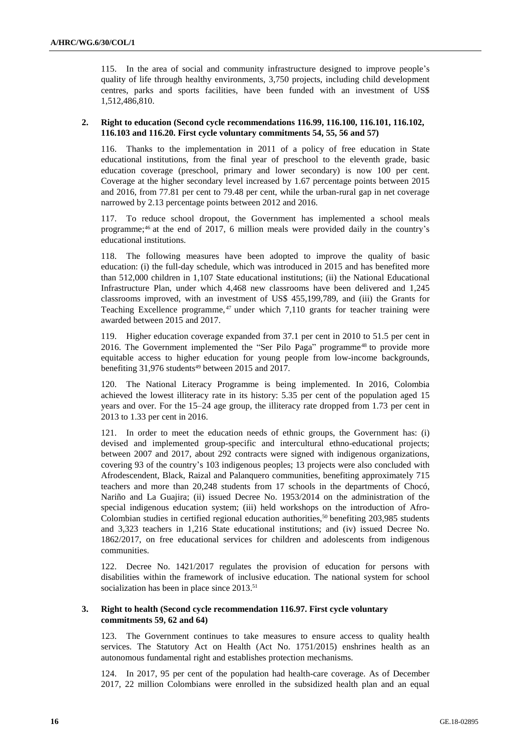115. In the area of social and community infrastructure designed to improve people's quality of life through healthy environments, 3,750 projects, including child development centres, parks and sports facilities, have been funded with an investment of US$ 1,512,486,810.

### 2. Right to education (Second cycle recommendations 116.99, 116.100, 116.101, 116.102, 116.103 and 116.20. First cycle voluntary commitments 54, 55, 56 and 57)

116. Thanks to the implementation in 2011 of a policy of free education in State educational institutions, from the final year of preschool to the eleventh grade, basic education coverage (preschool, primary and lower secondary) is now 100 per cent. Coverage at the higher secondary level increased by 1.67 percentage points between 2015 and 2016, from 77.81 per cent to 79.48 per cent, while the urban-rural gap in net coverage narrowed by 2.13 percentage points between 2012 and 2016.

117. To reduce school dropout, the Government has implemented a school meals programme;[46] at the end of 2017, 6 million meals were provided daily in the country's educational institutions.

118. The following measures have been adopted to improve the quality of basic education: (i) the full-day schedule, which was introduced in 2015 and has benefited more than 512,000 children in 1,107 State educational institutions; (ii) the National Educational Infrastructure Plan, under which 4,468 new classrooms have been delivered and 1,245 classrooms improved, with an investment of US$ 455,199,789, and (iii) the Grants for Teaching Excellence programme,[47] under which 7,110 grants for teacher training were awarded between 2015 and 2017.

119. Higher education coverage expanded from 37.1 per cent in 2010 to 51.5 per cent in 2016. The Government implemented the "Ser Pilo Paga" programme[48] to provide more equitable access to higher education for young people from low-income backgrounds, benefiting 31,976 students[49] between 2015 and 2017.

120. The National Literacy Programme is being implemented. In 2016, Colombia achieved the lowest illiteracy rate in its history: 5.35 per cent of the population aged 15 years and over. For the 15–24 age group, the illiteracy rate dropped from 1.73 per cent in 2013 to 1.33 per cent in 2016.

121. In order to meet the education needs of ethnic groups, the Government has: (i) devised and implemented group-specific and intercultural ethno-educational projects; between 2007 and 2017, about 292 contracts were signed with indigenous organizations, covering 93 of the country's 103 indigenous peoples; 13 projects were also concluded with Afrodescendent, Black, Raizal and Palanquero communities, benefiting approximately 715 teachers and more than 20,248 students from 17 schools in the departments of Chocó, Nariño and La Guajira; (ii) issued Decree No. 1953/2014 on the administration of the special indigenous education system; (iii) held workshops on the introduction of Afro-Colombian studies in certified regional education authorities,[50] benefiting 203,985 students and 3,323 teachers in 1,216 State educational institutions; and (iv) issued Decree No. 1862/2017, on free educational services for children and adolescents from indigenous communities.

122. Decree No. 1421/2017 regulates the provision of education for persons with disabilities within the framework of inclusive education. The national system for school socialization has been in place since 2013.[51]

### 3. Right to health (Second cycle recommendation 116.97. First cycle voluntary commitments 59, 62 and 64)

123. The Government continues to take measures to ensure access to quality health services. The Statutory Act on Health (Act No. 1751/2015) enshrines health as an autonomous fundamental right and establishes protection mechanisms.

124. In 2017, 95 per cent of the population had health-care coverage. As of December 2017, 22 million Colombians were enrolled in the subsidized health plan and an equal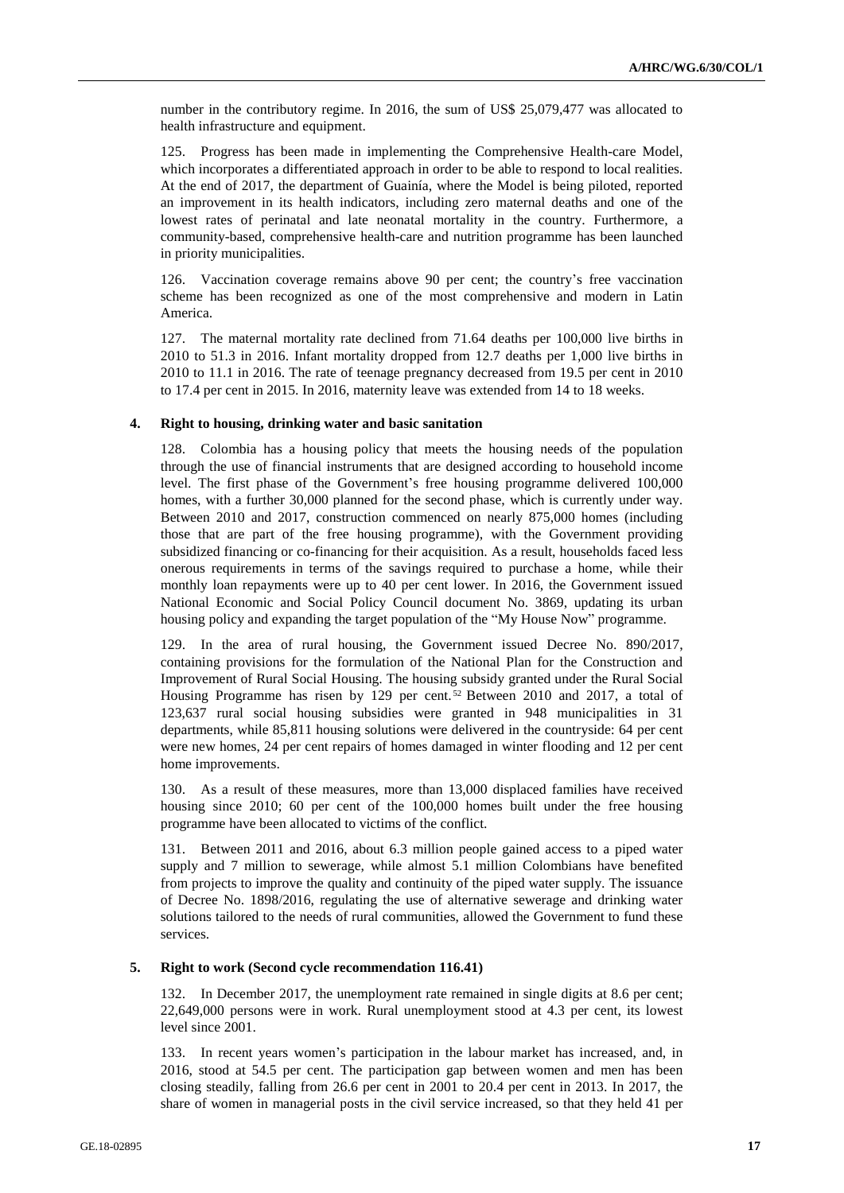number in the contributory regime. In 2016, the sum of US$ 25,079,477 was allocated to health infrastructure and equipment.

125. Progress has been made in implementing the Comprehensive Health-care Model, which incorporates a differentiated approach in order to be able to respond to local realities. At the end of 2017, the department of Guainía, where the Model is being piloted, reported an improvement in its health indicators, including zero maternal deaths and one of the lowest rates of perinatal and late neonatal mortality in the country. Furthermore, a community-based, comprehensive health-care and nutrition programme has been launched in priority municipalities.

126. Vaccination coverage remains above 90 per cent; the country's free vaccination scheme has been recognized as one of the most comprehensive and modern in Latin America.

127. The maternal mortality rate declined from 71.64 deaths per 100,000 live births in 2010 to 51.3 in 2016. Infant mortality dropped from 12.7 deaths per 1,000 live births in 2010 to 11.1 in 2016. The rate of teenage pregnancy decreased from 19.5 per cent in 2010 to 17.4 per cent in 2015. In 2016, maternity leave was extended from 14 to 18 weeks.

### 4. Right to housing, drinking water and basic sanitation

128. Colombia has a housing policy that meets the housing needs of the population through the use of financial instruments that are designed according to household income level. The first phase of the Government's free housing programme delivered 100,000 homes, with a further 30,000 planned for the second phase, which is currently under way. Between 2010 and 2017, construction commenced on nearly 875,000 homes (including those that are part of the free housing programme), with the Government providing subsidized financing or co-financing for their acquisition. As a result, households faced less onerous requirements in terms of the savings required to purchase a home, while their monthly loan repayments were up to 40 per cent lower. In 2016, the Government issued National Economic and Social Policy Council document No. 3869, updating its urban housing policy and expanding the target population of the "My House Now" programme.

129. In the area of rural housing, the Government issued Decree No. 890/2017, containing provisions for the formulation of the National Plan for the Construction and Improvement of Rural Social Housing. The housing subsidy granted under the Rural Social Housing Programme has risen by 129 per cent.[52] Between 2010 and 2017, a total of 123,637 rural social housing subsidies were granted in 948 municipalities in 31 departments, while 85,811 housing solutions were delivered in the countryside: 64 per cent were new homes, 24 per cent repairs of homes damaged in winter flooding and 12 per cent home improvements.

130. As a result of these measures, more than 13,000 displaced families have received housing since 2010; 60 per cent of the 100,000 homes built under the free housing programme have been allocated to victims of the conflict.

131. Between 2011 and 2016, about 6.3 million people gained access to a piped water supply and 7 million to sewerage, while almost 5.1 million Colombians have benefited from projects to improve the quality and continuity of the piped water supply. The issuance of Decree No. 1898/2016, regulating the use of alternative sewerage and drinking water solutions tailored to the needs of rural communities, allowed the Government to fund these services.

### 5. Right to work (Second cycle recommendation 116.41)

132. In December 2017, the unemployment rate remained in single digits at 8.6 per cent; 22,649,000 persons were in work. Rural unemployment stood at 4.3 per cent, its lowest level since 2001.

133. In recent years women's participation in the labour market has increased, and, in 2016, stood at 54.5 per cent. The participation gap between women and men has been closing steadily, falling from 26.6 per cent in 2001 to 20.4 per cent in 2013. In 2017, the share of women in managerial posts in the civil service increased, so that they held 41 per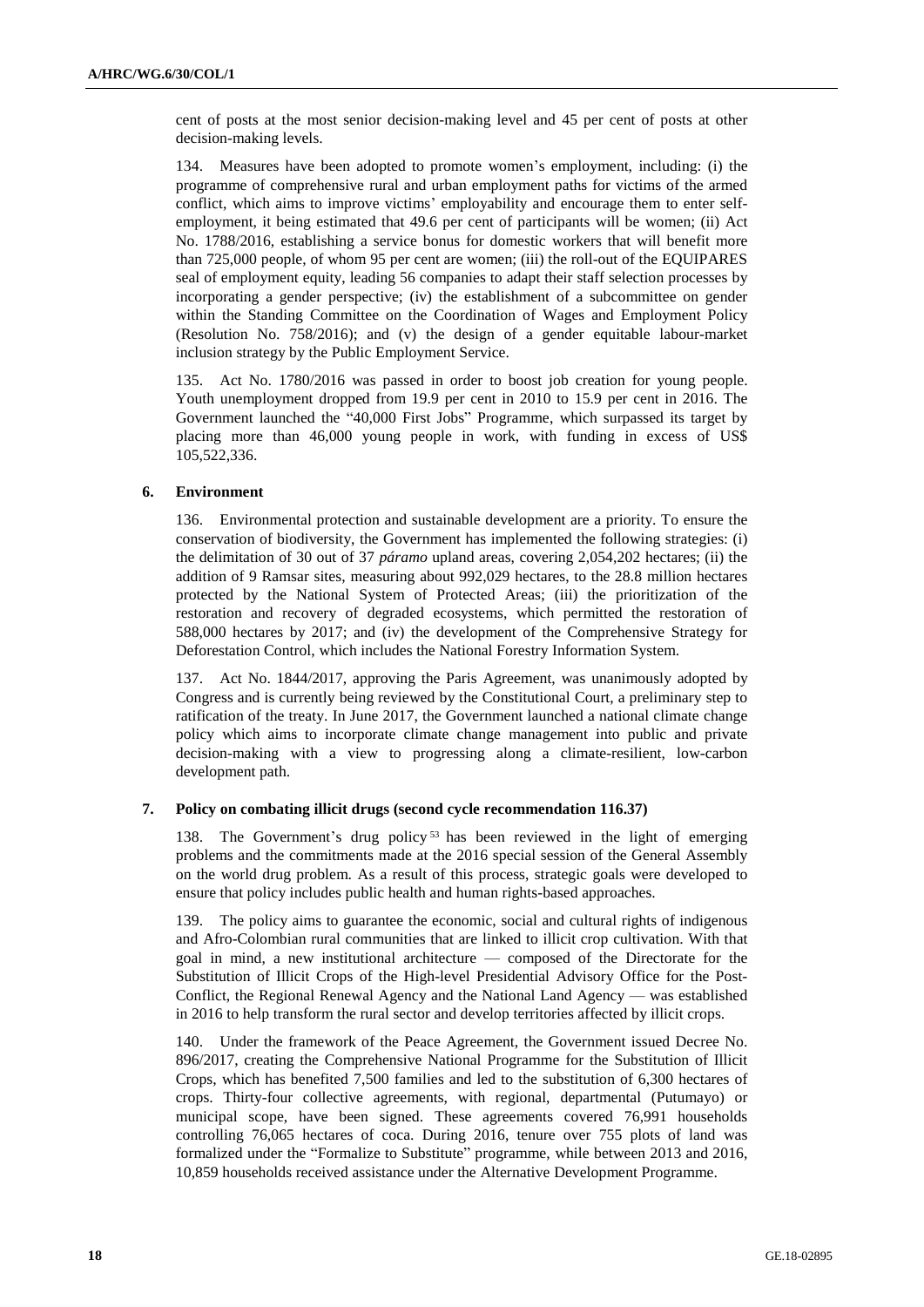cent of posts at the most senior decision-making level and 45 per cent of posts at other decision-making levels.

134. Measures have been adopted to promote women's employment, including: (i) the programme of comprehensive rural and urban employment paths for victims of the armed conflict, which aims to improve victims' employability and encourage them to enter self-employment, it being estimated that 49.6 per cent of participants will be women; (ii) Act No. 1788/2016, establishing a service bonus for domestic workers that will benefit more than 725,000 people, of whom 95 per cent are women; (iii) the roll-out of the EQUIPARES seal of employment equity, leading 56 companies to adapt their staff selection processes by incorporating a gender perspective; (iv) the establishment of a subcommittee on gender within the Standing Committee on the Coordination of Wages and Employment Policy (Resolution No. 758/2016); and (v) the design of a gender equitable labour-market inclusion strategy by the Public Employment Service.

135. Act No. 1780/2016 was passed in order to boost job creation for young people. Youth unemployment dropped from 19.9 per cent in 2010 to 15.9 per cent in 2016. The Government launched the "40,000 First Jobs" Programme, which surpassed its target by placing more than 46,000 young people in work, with funding in excess of US$ 105,522,336.

### 6. Environment

136. Environmental protection and sustainable development are a priority. To ensure the conservation of biodiversity, the Government has implemented the following strategies: (i) the delimitation of 30 out of 37 *páramo* upland areas, covering 2,054,202 hectares; (ii) the addition of 9 Ramsar sites, measuring about 992,029 hectares, to the 28.8 million hectares protected by the National System of Protected Areas; (iii) the prioritization of the restoration and recovery of degraded ecosystems, which permitted the restoration of 588,000 hectares by 2017; and (iv) the development of the Comprehensive Strategy for Deforestation Control, which includes the National Forestry Information System.

137. Act No. 1844/2017, approving the Paris Agreement, was unanimously adopted by Congress and is currently being reviewed by the Constitutional Court, a preliminary step to ratification of the treaty. In June 2017, the Government launched a national climate change policy which aims to incorporate climate change management into public and private decision-making with a view to progressing along a climate-resilient, low-carbon development path.

### 7. Policy on combating illicit drugs (second cycle recommendation 116.37)

138. The Government's drug policy[53] has been reviewed in the light of emerging problems and the commitments made at the 2016 special session of the General Assembly on the world drug problem. As a result of this process, strategic goals were developed to ensure that policy includes public health and human rights-based approaches.

139. The policy aims to guarantee the economic, social and cultural rights of indigenous and Afro-Colombian rural communities that are linked to illicit crop cultivation. With that goal in mind, a new institutional architecture — composed of the Directorate for the Substitution of Illicit Crops of the High-level Presidential Advisory Office for the Post-Conflict, the Regional Renewal Agency and the National Land Agency — was established in 2016 to help transform the rural sector and develop territories affected by illicit crops.

140. Under the framework of the Peace Agreement, the Government issued Decree No. 896/2017, creating the Comprehensive National Programme for the Substitution of Illicit Crops, which has benefited 7,500 families and led to the substitution of 6,300 hectares of crops. Thirty-four collective agreements, with regional, departmental (Putumayo) or municipal scope, have been signed. These agreements covered 76,991 households controlling 76,065 hectares of coca. During 2016, tenure over 755 plots of land was formalized under the "Formalize to Substitute" programme, while between 2013 and 2016, 10,859 households received assistance under the Alternative Development Programme.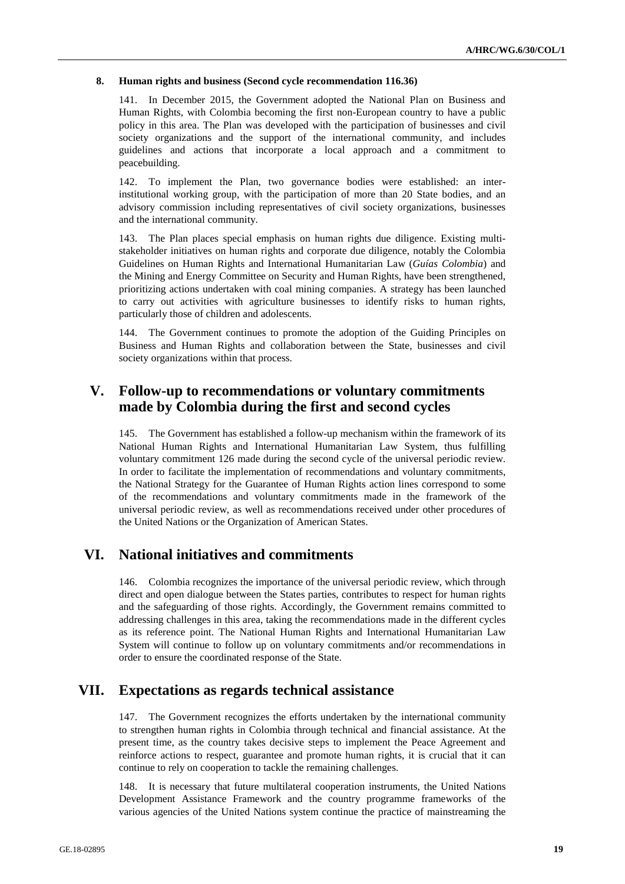### 8. Human rights and business (Second cycle recommendation 116.36)

141. In December 2015, the Government adopted the National Plan on Business and Human Rights, with Colombia becoming the first non-European country to have a public policy in this area. The Plan was developed with the participation of businesses and civil society organizations and the support of the international community, and includes guidelines and actions that incorporate a local approach and a commitment to peacebuilding.

142. To implement the Plan, two governance bodies were established: an inter-institutional working group, with the participation of more than 20 State bodies, and an advisory commission including representatives of civil society organizations, businesses and the international community.

143. The Plan places special emphasis on human rights due diligence. Existing multi-stakeholder initiatives on human rights and corporate due diligence, notably the Colombia Guidelines on Human Rights and International Humanitarian Law (*Guías Colombia*) and the Mining and Energy Committee on Security and Human Rights, have been strengthened, prioritizing actions undertaken with coal mining companies. A strategy has been launched to carry out activities with agriculture businesses to identify risks to human rights, particularly those of children and adolescents.

144. The Government continues to promote the adoption of the Guiding Principles on Business and Human Rights and collaboration between the State, businesses and civil society organizations within that process.

## V. Follow-up to recommendations or voluntary commitments made by Colombia during the first and second cycles

145. The Government has established a follow-up mechanism within the framework of its National Human Rights and International Humanitarian Law System, thus fulfilling voluntary commitment 126 made during the second cycle of the universal periodic review. In order to facilitate the implementation of recommendations and voluntary commitments, the National Strategy for the Guarantee of Human Rights action lines correspond to some of the recommendations and voluntary commitments made in the framework of the universal periodic review, as well as recommendations received under other procedures of the United Nations or the Organization of American States.

## VI. National initiatives and commitments

146. Colombia recognizes the importance of the universal periodic review, which through direct and open dialogue between the States parties, contributes to respect for human rights and the safeguarding of those rights. Accordingly, the Government remains committed to addressing challenges in this area, taking the recommendations made in the different cycles as its reference point. The National Human Rights and International Humanitarian Law System will continue to follow up on voluntary commitments and/or recommendations in order to ensure the coordinated response of the State.

## VII. Expectations as regards technical assistance

147. The Government recognizes the efforts undertaken by the international community to strengthen human rights in Colombia through technical and financial assistance. At the present time, as the country takes decisive steps to implement the Peace Agreement and reinforce actions to respect, guarantee and promote human rights, it is crucial that it can continue to rely on cooperation to tackle the remaining challenges.

148. It is necessary that future multilateral cooperation instruments, the United Nations Development Assistance Framework and the country programme frameworks of the various agencies of the United Nations system continue the practice of mainstreaming the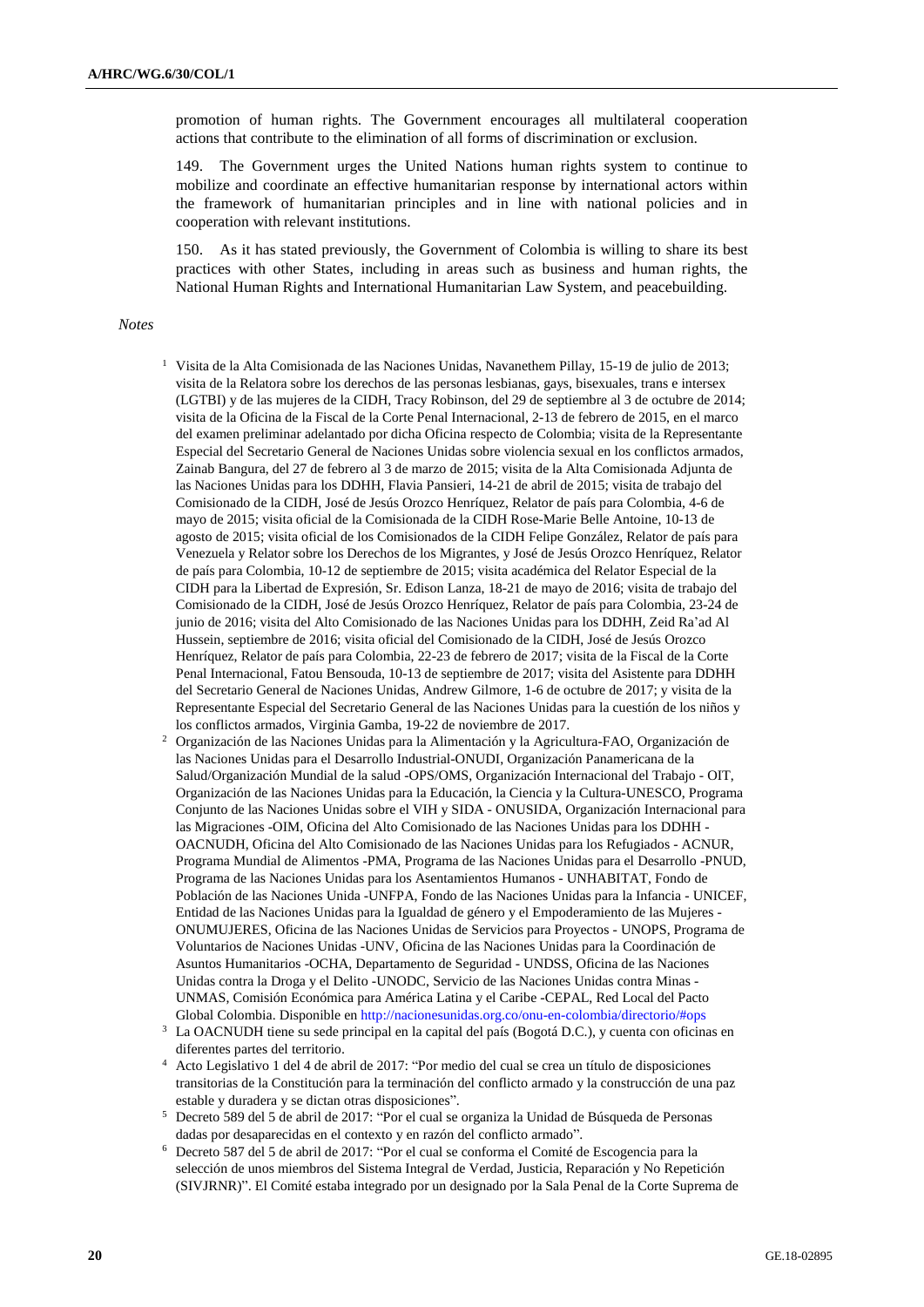promotion of human rights. The Government encourages all multilateral cooperation actions that contribute to the elimination of all forms of discrimination or exclusion.

149. The Government urges the United Nations human rights system to continue to mobilize and coordinate an effective humanitarian response by international actors within the framework of humanitarian principles and in line with national policies and in cooperation with relevant institutions.

150. As it has stated previously, the Government of Colombia is willing to share its best practices with other States, including in areas such as business and human rights, the National Human Rights and International Humanitarian Law System, and peacebuilding.

*Notes*

[1] Visita de la Alta Comisionada de las Naciones Unidas, Navanethem Pillay, 15-19 de julio de 2013; visita de la Relatora sobre los derechos de las personas lesbianas, gays, bisexuales, trans e intersex (LGTBI) y de las mujeres de la CIDH, Tracy Robinson, del 29 de septiembre al 3 de octubre de 2014; visita de la Oficina de la Fiscal de la Corte Penal Internacional, 2-13 de febrero de 2015, en el marco del examen preliminar adelantado por dicha Oficina respecto de Colombia; visita de la Representante Especial del Secretario General de Naciones Unidas sobre violencia sexual en los conflictos armados, Zainab Bangura, del 27 de febrero al 3 de marzo de 2015; visita de la Alta Comisionada Adjunta de las Naciones Unidas para los DDHH, Flavia Pansieri, 14-21 de abril de 2015; visita de trabajo del Comisionado de la CIDH, José de Jesús Orozco Henríquez, Relator de país para Colombia, 4-6 de mayo de 2015; visita oficial de la Comisionada de la CIDH Rose-Marie Belle Antoine, 10-13 de agosto de 2015; visita oficial de los Comisionados de la CIDH Felipe González, Relator de país para Venezuela y Relator sobre los Derechos de los Migrantes, y José de Jesús Orozco Henríquez, Relator de país para Colombia, 10-12 de septiembre de 2015; visita académica del Relator Especial de la CIDH para la Libertad de Expresión, Sr. Edison Lanza, 18-21 de mayo de 2016; visita de trabajo del Comisionado de la CIDH, José de Jesús Orozco Henríquez, Relator de país para Colombia, 23-24 de junio de 2016; visita del Alto Comisionado de las Naciones Unidas para los DDHH, Zeid Ra'ad Al Hussein, septiembre de 2016; visita oficial del Comisionado de la CIDH, José de Jesús Orozco Henríquez, Relator de país para Colombia, 22-23 de febrero de 2017; visita de la Fiscal de la Corte Penal Internacional, Fatou Bensouda, 10-13 de septiembre de 2017; visita del Asistente para DDHH del Secretario General de Naciones Unidas, Andrew Gilmore, 1-6 de octubre de 2017; y visita de la Representante Especial del Secretario General de las Naciones Unidas para la cuestión de los niños y los conflictos armados, Virginia Gamba, 19-22 de noviembre de 2017.

[2] Organización de las Naciones Unidas para la Alimentación y la Agricultura-FAO, Organización de las Naciones Unidas para el Desarrollo Industrial-ONUDI, Organización Panamericana de la Salud/Organización Mundial de la salud -OPS/OMS, Organización Internacional del Trabajo - OIT, Organización de las Naciones Unidas para la Educación, la Ciencia y la Cultura-UNESCO, Programa Conjunto de las Naciones Unidas sobre el VIH y SIDA - ONUSIDA, Organización Internacional para las Migraciones -OIM, Oficina del Alto Comisionado de las Naciones Unidas para los DDHH - OACNUDH, Oficina del Alto Comisionado de las Naciones Unidas para los Refugiados - ACNUR, Programa Mundial de Alimentos -PMA, Programa de las Naciones Unidas para el Desarrollo -PNUD, Programa de las Naciones Unidas para los Asentamientos Humanos - UNHABITAT, Fondo de Población de las Naciones Unida -UNFPA, Fondo de las Naciones Unidas para la Infancia - UNICEF, Entidad de las Naciones Unidas para la Igualdad de género y el Empoderamiento de las Mujeres - ONUMUJERES, Oficina de las Naciones Unidas de Servicios para Proyectos - UNOPS, Programa de Voluntarios de Naciones Unidas -UNV, Oficina de las Naciones Unidas para la Coordinación de Asuntos Humanitarios -OCHA, Departamento de Seguridad - UNDSS, Oficina de las Naciones Unidas contra la Droga y el Delito -UNODC, Servicio de las Naciones Unidas contra Minas - UNMAS, Comisión Económica para América Latina y el Caribe -CEPAL, Red Local del Pacto Global Colombia. Disponible en http://nacionesunidas.org.co/onu-en-colombia/directorio/#ops

[3] La OACNUDH tiene su sede principal en la capital del país (Bogotá D.C.), y cuenta con oficinas en diferentes partes del territorio.

[4] Acto Legislativo 1 del 4 de abril de 2017: "Por medio del cual se crea un título de disposiciones transitorias de la Constitución para la terminación del conflicto armado y la construcción de una paz estable y duradera y se dictan otras disposiciones".

[5] Decreto 589 del 5 de abril de 2017: "Por el cual se organiza la Unidad de Búsqueda de Personas dadas por desaparecidas en el contexto y en razón del conflicto armado".

[6] Decreto 587 del 5 de abril de 2017: "Por el cual se conforma el Comité de Escogencia para la selección de unos miembros del Sistema Integral de Verdad, Justicia, Reparación y No Repetición (SIVJRNR)". El Comité estaba integrado por un designado por la Sala Penal de la Corte Suprema de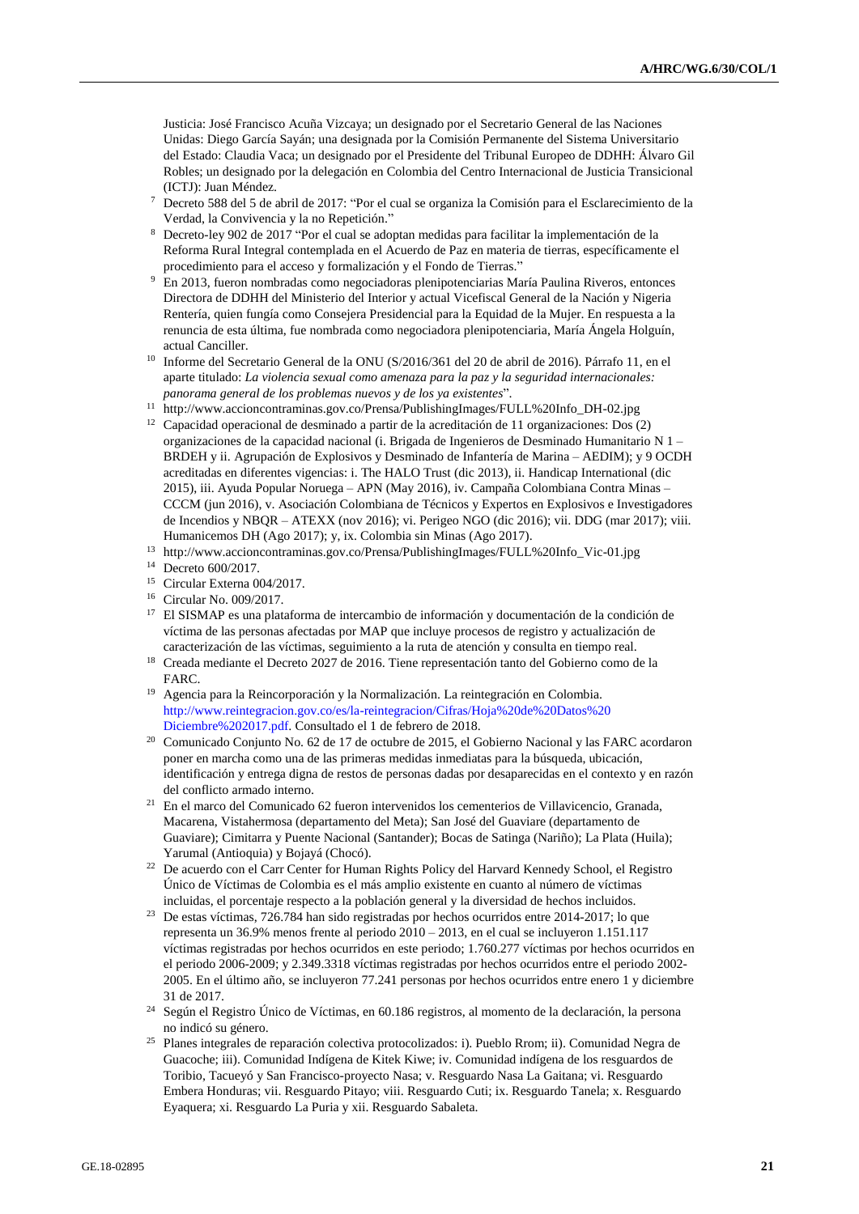Justicia: José Francisco Acuña Vizcaya; un designado por el Secretario General de las Naciones Unidas: Diego García Sayán; una designada por la Comisión Permanente del Sistema Universitario del Estado: Claudia Vaca; un designado por el Presidente del Tribunal Europeo de DDHH: Álvaro Gil Robles; un designado por la delegación en Colombia del Centro Internacional de Justicia Transicional (ICTJ): Juan Méndez.

[7] Decreto 588 del 5 de abril de 2017: "Por el cual se organiza la Comisión para el Esclarecimiento de la Verdad, la Convivencia y la no Repetición."

[8] Decreto-ley 902 de 2017 "Por el cual se adoptan medidas para facilitar la implementación de la Reforma Rural Integral contemplada en el Acuerdo de Paz en materia de tierras, específicamente el procedimiento para el acceso y formalización y el Fondo de Tierras."

[9] En 2013, fueron nombradas como negociadoras plenipotenciarias María Paulina Riveros, entonces Directora de DDHH del Ministerio del Interior y actual Vicefiscal General de la Nación y Nigeria Rentería, quien fungía como Consejera Presidencial para la Equidad de la Mujer. En respuesta a la renuncia de esta última, fue nombrada como negociadora plenipotenciaria, María Ángela Holguín, actual Canciller.

[10] Informe del Secretario General de la ONU (S/2016/361 del 20 de abril de 2016). Párrafo 11, en el aparte titulado: *La violencia sexual como amenaza para la paz y la seguridad internacionales: panorama general de los problemas nuevos y de los ya existentes*".

[11] http://www.accioncontraminas.gov.co/Prensa/PublishingImages/FULL%20Info_DH-02.jpg

[12] Capacidad operacional de desminado a partir de la acreditación de 11 organizaciones: Dos (2) organizaciones de la capacidad nacional (i. Brigada de Ingenieros de Desminado Humanitario N 1 – BRDEH y ii. Agrupación de Explosivos y Desminado de Infantería de Marina – AEDIM); y 9 OCDH acreditadas en diferentes vigencias: i. The HALO Trust (dic 2013), ii. Handicap International (dic 2015), iii. Ayuda Popular Noruega – APN (May 2016), iv. Campaña Colombiana Contra Minas – CCCM (jun 2016), v. Asociación Colombiana de Técnicos y Expertos en Explosivos e Investigadores de Incendios y NBQR – ATEXX (nov 2016); vi. Perigeo NGO (dic 2016); vii. DDG (mar 2017); viii. Humanicemos DH (Ago 2017); y, ix. Colombia sin Minas (Ago 2017).

[13] http://www.accioncontraminas.gov.co/Prensa/PublishingImages/FULL%20Info_Vic-01.jpg

[14] Decreto 600/2017.

[15] Circular Externa 004/2017.

[16] Circular No. 009/2017.

[17] El SISMAP es una plataforma de intercambio de información y documentación de la condición de víctima de las personas afectadas por MAP que incluye procesos de registro y actualización de caracterización de las víctimas, seguimiento a la ruta de atención y consulta en tiempo real.

[18] Creada mediante el Decreto 2027 de 2016. Tiene representación tanto del Gobierno como de la FARC.

[19] Agencia para la Reincorporación y la Normalización. La reintegración en Colombia. http://www.reintegracion.gov.co/es/la-reintegracion/Cifras/Hoja%20de%20Datos%20Diciembre%202017.pdf. Consultado el 1 de febrero de 2018.

[20] Comunicado Conjunto No. 62 de 17 de octubre de 2015, el Gobierno Nacional y las FARC acordaron poner en marcha como una de las primeras medidas inmediatas para la búsqueda, ubicación, identificación y entrega digna de restos de personas dadas por desaparecidas en el contexto y en razón del conflicto armado interno.

[21] En el marco del Comunicado 62 fueron intervenidos los cementerios de Villavicencio, Granada, Macarena, Vistahermosa (departamento del Meta); San José del Guaviare (departamento de Guaviare); Cimitarra y Puente Nacional (Santander); Bocas de Satinga (Nariño); La Plata (Huila); Yarumal (Antioquia) y Bojayá (Chocó).

[22] De acuerdo con el Carr Center for Human Rights Policy del Harvard Kennedy School, el Registro Único de Víctimas de Colombia es el más amplio existente en cuanto al número de víctimas incluidas, el porcentaje respecto a la población general y la diversidad de hechos incluidos.

[23] De estas víctimas, 726.784 han sido registradas por hechos ocurridos entre 2014-2017; lo que representa un 36.9% menos frente al periodo 2010 – 2013, en el cual se incluyeron 1.151.117 víctimas registradas por hechos ocurridos en este periodo; 1.760.277 víctimas por hechos ocurridos en el periodo 2006-2009; y 2.349.3318 víctimas registradas por hechos ocurridos entre el periodo 2002-2005. En el último año, se incluyeron 77.241 personas por hechos ocurridos entre enero 1 y diciembre 31 de 2017.

[24] Según el Registro Único de Víctimas, en 60.186 registros, al momento de la declaración, la persona no indicó su género.

[25] Planes integrales de reparación colectiva protocolizados: i). Pueblo Rrom; ii). Comunidad Negra de Guacoche; iii). Comunidad Indígena de Kitek Kiwe; iv. Comunidad indígena de los resguardos de Toribio, Tacueyó y San Francisco-proyecto Nasa; v. Resguardo Nasa La Gaitana; vi. Resguardo Embera Honduras; vii. Resguardo Pitayo; viii. Resguardo Cuti; ix. Resguardo Tanela; x. Resguardo Eyaquera; xi. Resguardo La Puria y xii. Resguardo Sabaleta.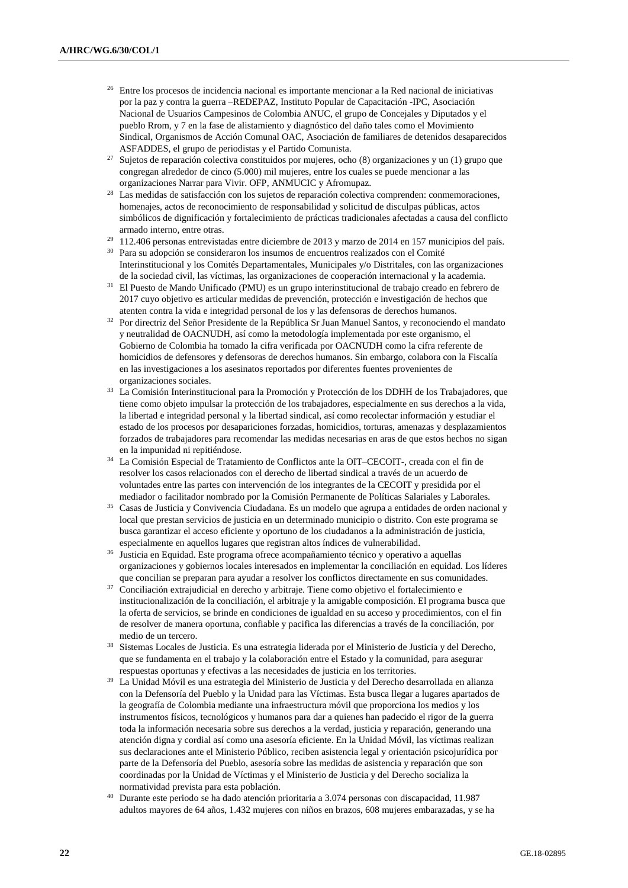[26] Entre los procesos de incidencia nacional es importante mencionar a la Red nacional de iniciativas por la paz y contra la guerra –REDEPAZ, Instituto Popular de Capacitación -IPC, Asociación Nacional de Usuarios Campesinos de Colombia ANUC, el grupo de Concejales y Diputados y el pueblo Rrom, y 7 en la fase de alistamiento y diagnóstico del daño tales como el Movimiento Sindical, Organismos de Acción Comunal OAC, Asociación de familiares de detenidos desaparecidos ASFADDES, el grupo de periodistas y el Partido Comunista.

[27] Sujetos de reparación colectiva constituidos por mujeres, ocho (8) organizaciones y un (1) grupo que congregan alrededor de cinco (5.000) mil mujeres, entre los cuales se puede mencionar a las organizaciones Narrar para Vivir. OFP, ANMUCIC y Afromupaz.

[28] Las medidas de satisfacción con los sujetos de reparación colectiva comprenden: conmemoraciones, homenajes, actos de reconocimiento de responsabilidad y solicitud de disculpas públicas, actos simbólicos de dignificación y fortalecimiento de prácticas tradicionales afectadas a causa del conflicto armado interno, entre otras.

[29] 112.406 personas entrevistadas entre diciembre de 2013 y marzo de 2014 en 157 municipios del país.

[30] Para su adopción se consideraron los insumos de encuentros realizados con el Comité Interinstitucional y los Comités Departamentales, Municipales y/o Distritales, con las organizaciones de la sociedad civil, las víctimas, las organizaciones de cooperación internacional y la academia.

[31] El Puesto de Mando Unificado (PMU) es un grupo interinstitucional de trabajo creado en febrero de 2017 cuyo objetivo es articular medidas de prevención, protección e investigación de hechos que atenten contra la vida e integridad personal de los y las defensoras de derechos humanos.

[32] Por directriz del Señor Presidente de la República Sr Juan Manuel Santos, y reconociendo el mandato y neutralidad de OACNUDH, así como la metodología implementada por este organismo, el Gobierno de Colombia ha tomado la cifra verificada por OACNUDH como la cifra referente de homicidios de defensores y defensoras de derechos humanos. Sin embargo, colabora con la Fiscalía en las investigaciones a los asesinatos reportados por diferentes fuentes provenientes de organizaciones sociales.

[33] La Comisión Interinstitucional para la Promoción y Protección de los DDHH de los Trabajadores, que tiene como objeto impulsar la protección de los trabajadores, especialmente en sus derechos a la vida, la libertad e integridad personal y la libertad sindical, así como recolectar información y estudiar el estado de los procesos por desapariciones forzadas, homicidios, torturas, amenazas y desplazamientos forzados de trabajadores para recomendar las medidas necesarias en aras de que estos hechos no sigan en la impunidad ni repitiéndose.

[34] La Comisión Especial de Tratamiento de Conflictos ante la OIT–CECOIT-, creada con el fin de resolver los casos relacionados con el derecho de libertad sindical a través de un acuerdo de voluntades entre las partes con intervención de los integrantes de la CECOIT y presidida por el mediador o facilitador nombrado por la Comisión Permanente de Políticas Salariales y Laborales.

[35] Casas de Justicia y Convivencia Ciudadana. Es un modelo que agrupa a entidades de orden nacional y local que prestan servicios de justicia en un determinado municipio o distrito. Con este programa se busca garantizar el acceso eficiente y oportuno de los ciudadanos a la administración de justicia, especialmente en aquellos lugares que registran altos índices de vulnerabilidad.

[36] Justicia en Equidad. Este programa ofrece acompañamiento técnico y operativo a aquellas organizaciones y gobiernos locales interesados en implementar la conciliación en equidad. Los líderes que concilian se preparan para ayudar a resolver los conflictos directamente en sus comunidades.

[37] Conciliación extrajudicial en derecho y arbitraje. Tiene como objetivo el fortalecimiento e institucionalización de la conciliación, el arbitraje y la amigable composición. El programa busca que la oferta de servicios, se brinde en condiciones de igualdad en su acceso y procedimientos, con el fin de resolver de manera oportuna, confiable y pacifica las diferencias a través de la conciliación, por medio de un tercero.

[38] Sistemas Locales de Justicia. Es una estrategia liderada por el Ministerio de Justicia y del Derecho, que se fundamenta en el trabajo y la colaboración entre el Estado y la comunidad, para asegurar respuestas oportunas y efectivas a las necesidades de justicia en los territorios.

[39] La Unidad Móvil es una estrategia del Ministerio de Justicia y del Derecho desarrollada en alianza con la Defensoría del Pueblo y la Unidad para las Víctimas. Esta busca llegar a lugares apartados de la geografía de Colombia mediante una infraestructura móvil que proporciona los medios y los instrumentos físicos, tecnológicos y humanos para dar a quienes han padecido el rigor de la guerra toda la información necesaria sobre sus derechos a la verdad, justicia y reparación, generando una atención digna y cordial así como una asesoría eficiente. En la Unidad Móvil, las víctimas realizan sus declaraciones ante el Ministerio Público, reciben asistencia legal y orientación psicojurídica por parte de la Defensoría del Pueblo, asesoría sobre las medidas de asistencia y reparación que son coordinadas por la Unidad de Víctimas y el Ministerio de Justicia y del Derecho socializa la normatividad prevista para esta población.

[40] Durante este periodo se ha dado atención prioritaria a 3.074 personas con discapacidad, 11.987 adultos mayores de 64 años, 1.432 mujeres con niños en brazos, 608 mujeres embarazadas, y se ha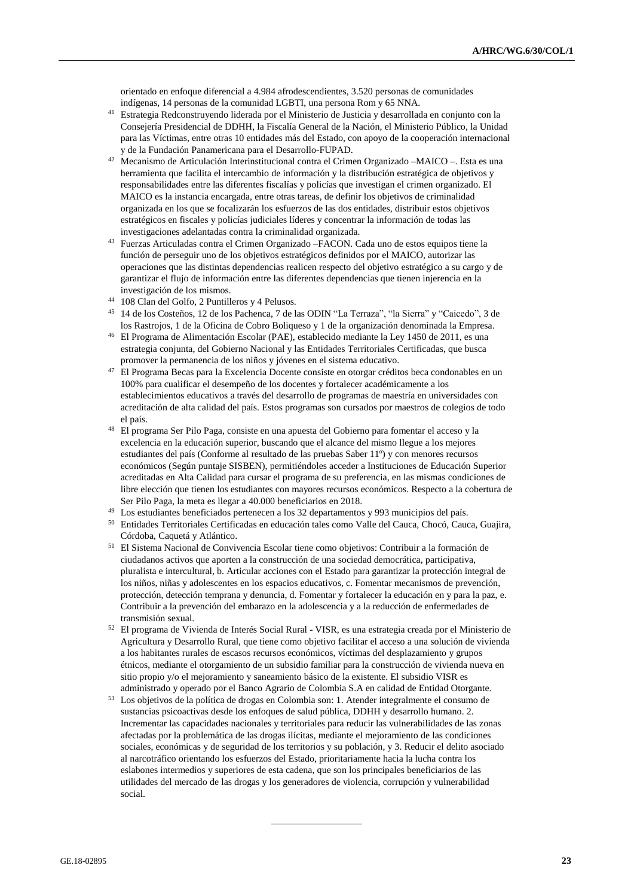orientado en enfoque diferencial a 4.984 afrodescendientes, 3.520 personas de comunidades indígenas, 14 personas de la comunidad LGBTI, una persona Rom y 65 NNA.

[41] Estrategia Redconstruyendo liderada por el Ministerio de Justicia y desarrollada en conjunto con la Consejería Presidencial de DDHH, la Fiscalía General de la Nación, el Ministerio Público, la Unidad para las Víctimas, entre otras 10 entidades más del Estado, con apoyo de la cooperación internacional y de la Fundación Panamericana para el Desarrollo-FUPAD.

[42] Mecanismo de Articulación Interinstitucional contra el Crimen Organizado –MAICO –. Esta es una herramienta que facilita el intercambio de información y la distribución estratégica de objetivos y responsabilidades entre las diferentes fiscalías y policías que investigan el crimen organizado. El MAICO es la instancia encargada, entre otras tareas, de definir los objetivos de criminalidad organizada en los que se focalizarán los esfuerzos de las dos entidades, distribuir estos objetivos estratégicos en fiscales y policías judiciales líderes y concentrar la información de todas las investigaciones adelantadas contra la criminalidad organizada.

[43] Fuerzas Articuladas contra el Crimen Organizado –FACON. Cada uno de estos equipos tiene la función de perseguir uno de los objetivos estratégicos definidos por el MAICO, autorizar las operaciones que las distintas dependencias realicen respecto del objetivo estratégico a su cargo y de garantizar el flujo de información entre las diferentes dependencias que tienen injerencia en la investigación de los mismos.

[44] 108 Clan del Golfo, 2 Puntilleros y 4 Pelusos.

[45] 14 de los Costeños, 12 de los Pachenca, 7 de las ODIN "La Terraza", "la Sierra" y "Caicedo", 3 de los Rastrojos, 1 de la Oficina de Cobro Boliqueso y 1 de la organización denominada la Empresa.

[46] El Programa de Alimentación Escolar (PAE), establecido mediante la Ley 1450 de 2011, es una estrategia conjunta, del Gobierno Nacional y las Entidades Territoriales Certificadas, que busca promover la permanencia de los niños y jóvenes en el sistema educativo.

[47] El Programa Becas para la Excelencia Docente consiste en otorgar créditos beca condonables en un 100% para cualificar el desempeño de los docentes y fortalecer académicamente a los establecimientos educativos a través del desarrollo de programas de maestría en universidades con acreditación de alta calidad del país. Estos programas son cursados por maestros de colegios de todo el país.

[48] El programa Ser Pilo Paga, consiste en una apuesta del Gobierno para fomentar el acceso y la excelencia en la educación superior, buscando que el alcance del mismo llegue a los mejores estudiantes del país (Conforme al resultado de las pruebas Saber 11º) y con menores recursos económicos (Según puntaje SISBEN), permitiéndoles acceder a Instituciones de Educación Superior acreditadas en Alta Calidad para cursar el programa de su preferencia, en las mismas condiciones de libre elección que tienen los estudiantes con mayores recursos económicos. Respecto a la cobertura de Ser Pilo Paga, la meta es llegar a 40.000 beneficiarios en 2018.

[49] Los estudiantes beneficiados pertenecen a los 32 departamentos y 993 municipios del país.

[50] Entidades Territoriales Certificadas en educación tales como Valle del Cauca, Chocó, Cauca, Guajira, Córdoba, Caquetá y Atlántico.

[51] El Sistema Nacional de Convivencia Escolar tiene como objetivos: Contribuir a la formación de ciudadanos activos que aporten a la construcción de una sociedad democrática, participativa, pluralista e intercultural, b. Articular acciones con el Estado para garantizar la protección integral de los niños, niñas y adolescentes en los espacios educativos, c. Fomentar mecanismos de prevención, protección, detección temprana y denuncia, d. Fomentar y fortalecer la educación en y para la paz, e. Contribuir a la prevención del embarazo en la adolescencia y a la reducción de enfermedades de transmisión sexual.

[52] El programa de Vivienda de Interés Social Rural - VISR, es una estrategia creada por el Ministerio de Agricultura y Desarrollo Rural, que tiene como objetivo facilitar el acceso a una solución de vivienda a los habitantes rurales de escasos recursos económicos, víctimas del desplazamiento y grupos étnicos, mediante el otorgamiento de un subsidio familiar para la construcción de vivienda nueva en sitio propio y/o el mejoramiento y saneamiento básico de la existente. El subsidio VISR es administrado y operado por el Banco Agrario de Colombia S.A en calidad de Entidad Otorgante.

[53] Los objetivos de la política de drogas en Colombia son: 1. Atender integralmente el consumo de sustancias psicoactivas desde los enfoques de salud pública, DDHH y desarrollo humano. 2. Incrementar las capacidades nacionales y territoriales para reducir las vulnerabilidades de las zonas afectadas por la problemática de las drogas ilícitas, mediante el mejoramiento de las condiciones sociales, económicas y de seguridad de los territorios y su población, y 3. Reducir el delito asociado al narcotráfico orientando los esfuerzos del Estado, prioritariamente hacia la lucha contra los eslabones intermedios y superiores de esta cadena, que son los principales beneficiarios de las utilidades del mercado de las drogas y los generadores de violencia, corrupción y vulnerabilidad social.